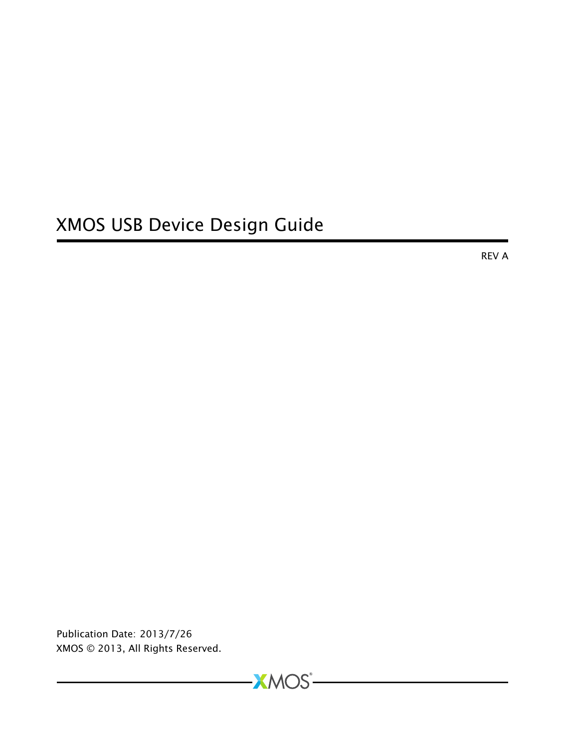# XMOS USB Device Design Guide

REV A

Publication Date: 2013/7/26
XMOS © 2013, All Rights Reserved.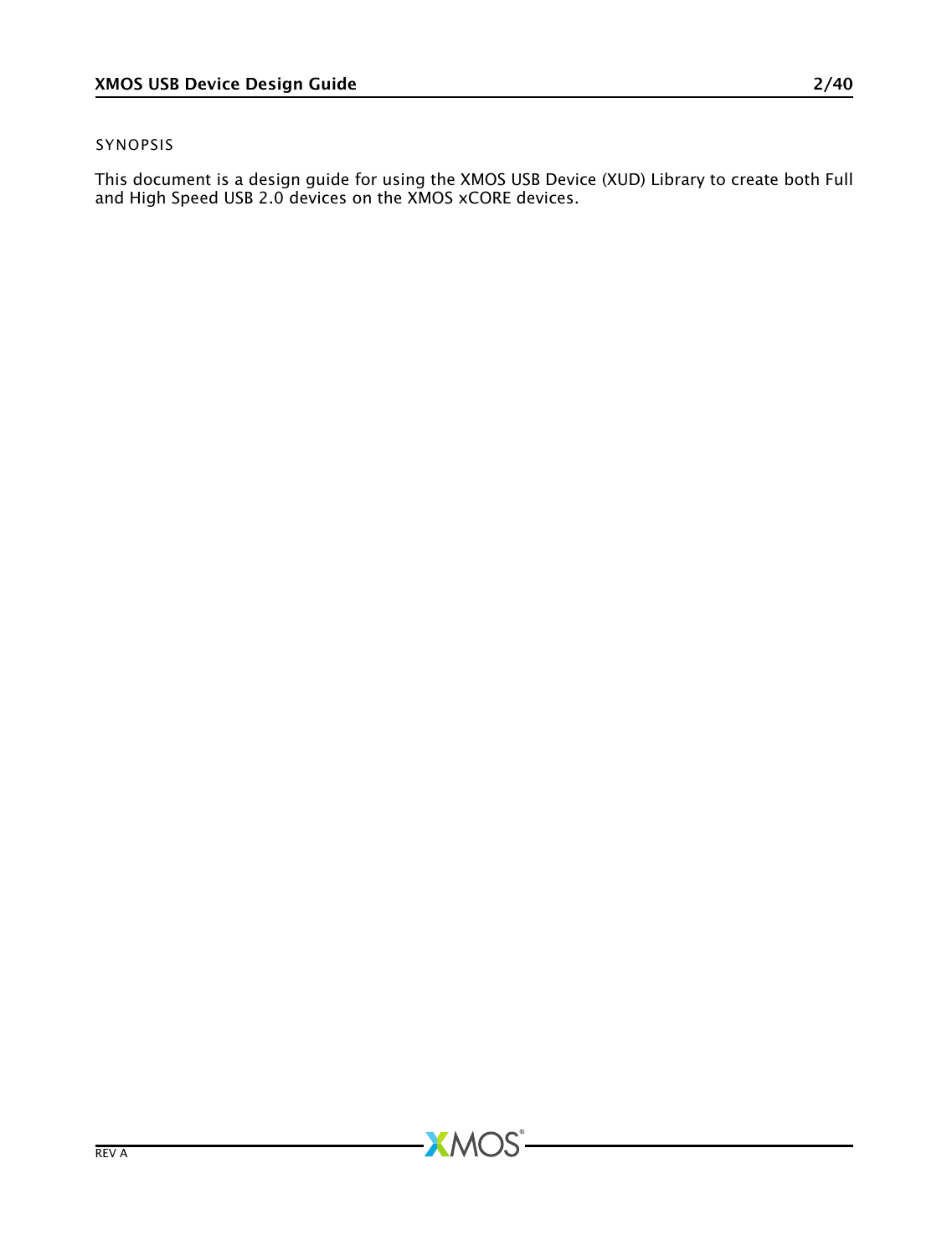SYNOPSIS

This document is a design guide for using the XMOS USB Device (XUD) Library to create both Full and High Speed USB 2.0 devices on the XMOS xCORE devices.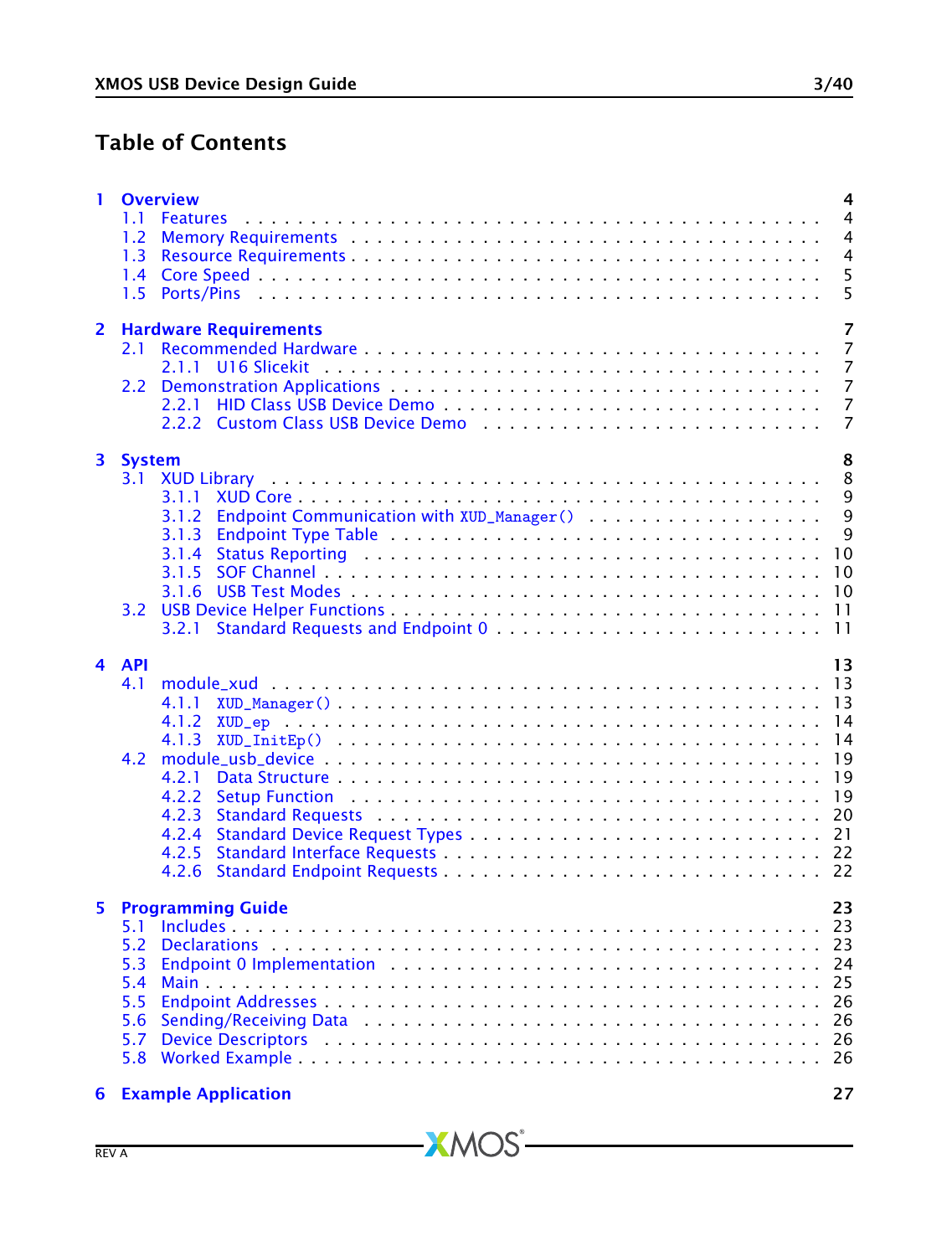# Table of Contents

- 1 Overview — 4
  - 1.1 Features — 4
  - 1.2 Memory Requirements — 4
  - 1.3 Resource Requirements — 4
  - 1.4 Core Speed — 5
  - 1.5 Ports/Pins — 5
- 2 Hardware Requirements — 7
  - 2.1 Recommended Hardware — 7
    - 2.1.1 U16 Slicekit — 7
  - 2.2 Demonstration Applications — 7
    - 2.2.1 HID Class USB Device Demo — 7
    - 2.2.2 Custom Class USB Device Demo — 7
- 3 System — 8
  - 3.1 XUD Library — 8
    - 3.1.1 XUD Core — 9
    - 3.1.2 Endpoint Communication with `XUD_Manager()` — 9
    - 3.1.3 Endpoint Type Table — 9
    - 3.1.4 Status Reporting — 10
    - 3.1.5 SOF Channel — 10
    - 3.1.6 USB Test Modes — 10
  - 3.2 USB Device Helper Functions — 11
    - 3.2.1 Standard Requests and Endpoint 0 — 11
- 4 API — 13
  - 4.1 module_xud — 13
    - 4.1.1 `XUD_Manager()` — 13
    - 4.1.2 `XUD_ep` — 14
    - 4.1.3 `XUD_InitEp()` — 14
  - 4.2 module_usb_device — 19
    - 4.2.1 Data Structure — 19
    - 4.2.2 Setup Function — 19
    - 4.2.3 Standard Requests — 20
    - 4.2.4 Standard Device Request Types — 21
    - 4.2.5 Standard Interface Requests — 22
    - 4.2.6 Standard Endpoint Requests — 22
- 5 Programming Guide — 23
  - 5.1 Includes — 23
  - 5.2 Declarations — 23
  - 5.3 Endpoint 0 Implementation — 24
  - 5.4 Main — 25
  - 5.5 Endpoint Addresses — 26
  - 5.6 Sending/Receiving Data — 26
  - 5.7 Device Descriptors — 26
  - 5.8 Worked Example — 26
- 6 Example Application — 27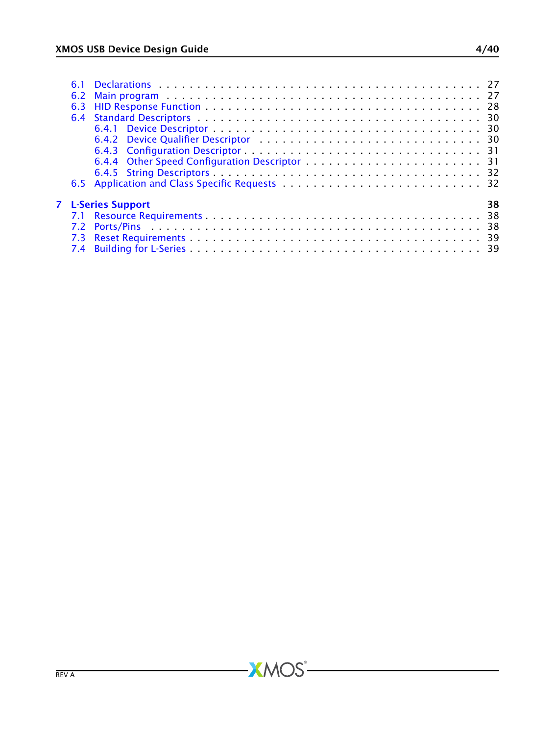- 6.1 Declarations . . . . . . . . . . . . . . . . . . . . . . . . . . . . . . . . . . . . . . . 27
- 6.2 Main program . . . . . . . . . . . . . . . . . . . . . . . . . . . . . . . . . . . . . . 27
- 6.3 HID Response Function . . . . . . . . . . . . . . . . . . . . . . . . . . . . . . . . 28
- 6.4 Standard Descriptors . . . . . . . . . . . . . . . . . . . . . . . . . . . . . . . . . 30
  - 6.4.1 Device Descriptor . . . . . . . . . . . . . . . . . . . . . . . . . . . . . . . 30
  - 6.4.2 Device Qualifier Descriptor . . . . . . . . . . . . . . . . . . . . . . . . . 30
  - 6.4.3 Configuration Descriptor . . . . . . . . . . . . . . . . . . . . . . . . . . 31
  - 6.4.4 Other Speed Configuration Descriptor . . . . . . . . . . . . . . . . . . . . 31
  - 6.4.5 String Descriptors . . . . . . . . . . . . . . . . . . . . . . . . . . . . . . 32
- 6.5 Application and Class Specific Requests . . . . . . . . . . . . . . . . . . . . . . 32

**7 L-Series Support 38**

- 7.1 Resource Requirements . . . . . . . . . . . . . . . . . . . . . . . . . . . . . . . . 38
- 7.2 Ports/Pins . . . . . . . . . . . . . . . . . . . . . . . . . . . . . . . . . . . . . . 38
- 7.3 Reset Requirements . . . . . . . . . . . . . . . . . . . . . . . . . . . . . . . . . 39
- 7.4 Building for L-Series . . . . . . . . . . . . . . . . . . . . . . . . . . . . . . . . . 39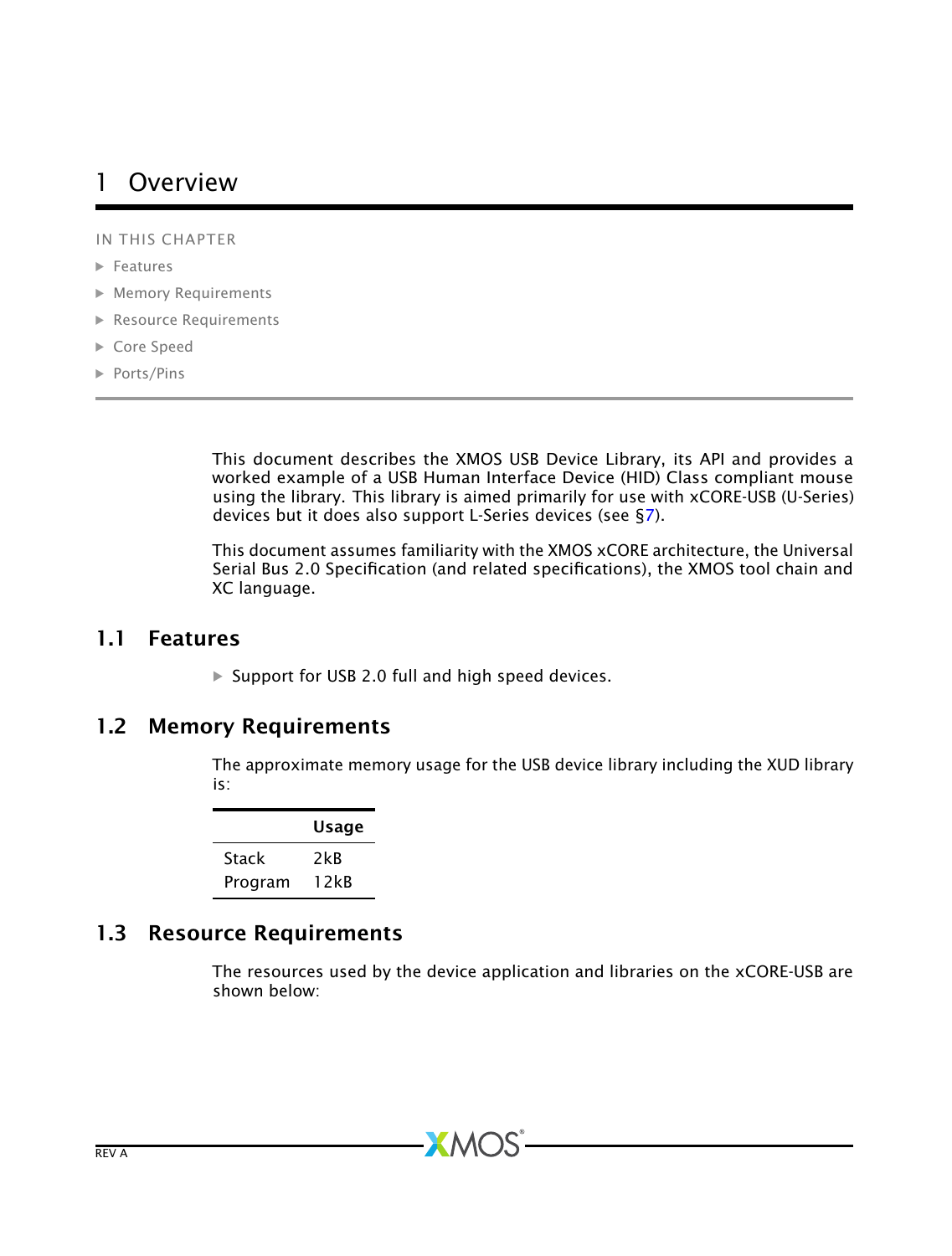# 1 Overview

IN THIS CHAPTER

- Features
- Memory Requirements
- Resource Requirements
- Core Speed
- Ports/Pins

This document describes the XMOS USB Device Library, its API and provides a worked example of a USB Human Interface Device (HID) Class compliant mouse using the library. This library is aimed primarily for use with xCORE-USB (U-Series) devices but it does also support L-Series devices (see §7).

This document assumes familiarity with the XMOS xCORE architecture, the Universal Serial Bus 2.0 Specification (and related specifications), the XMOS tool chain and XC language.

## 1.1 Features

- Support for USB 2.0 full and high speed devices.

## 1.2 Memory Requirements

The approximate memory usage for the USB device library including the XUD library is:

| | Usage |
|---|---|
| Stack | 2kB |
| Program | 12kB |

## 1.3 Resource Requirements

The resources used by the device application and libraries on the xCORE-USB are shown below: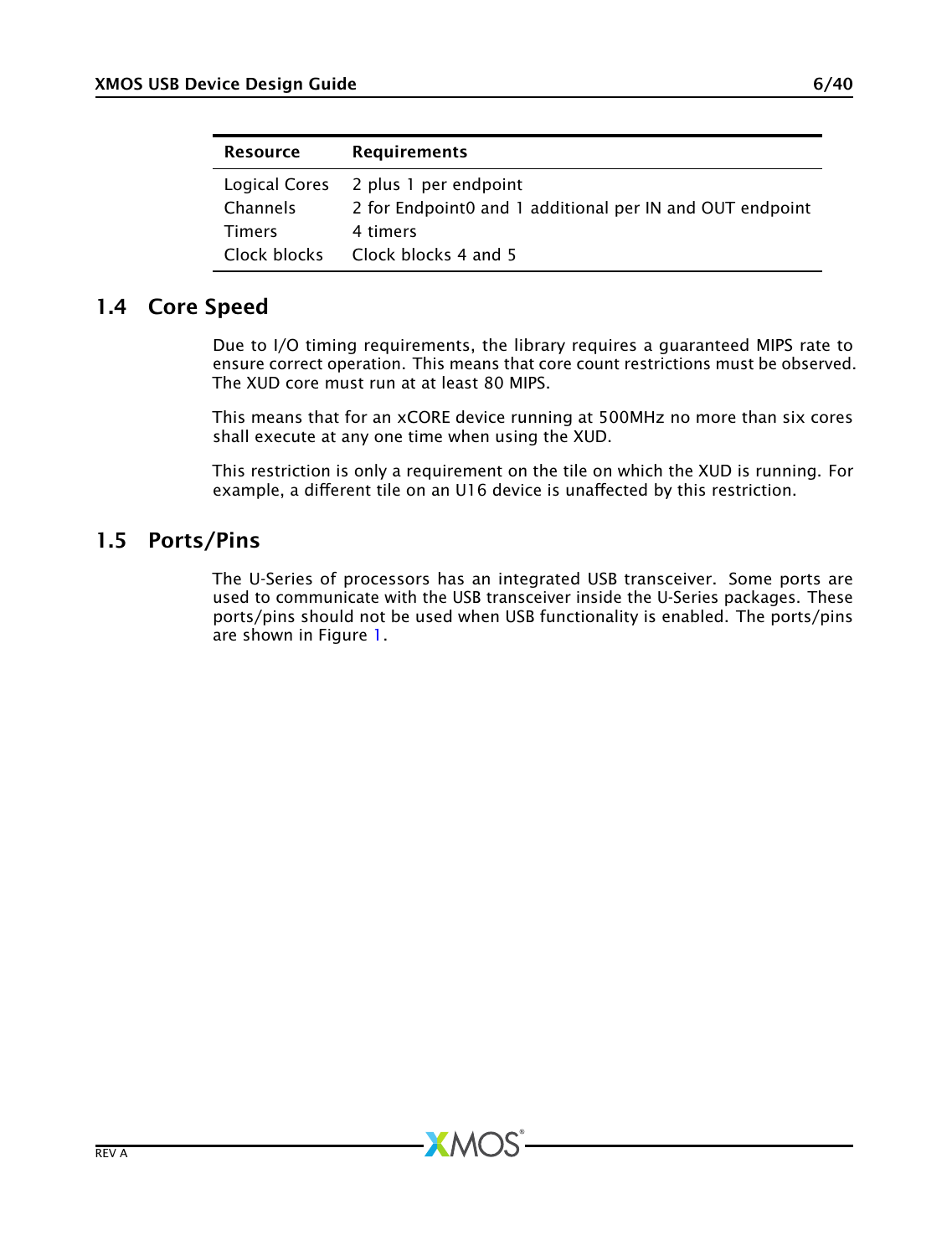| Resource | Requirements |
| --- | --- |
| Logical Cores | 2 plus 1 per endpoint |
| Channels | 2 for Endpoint0 and 1 additional per IN and OUT endpoint |
| Timers | 4 timers |
| Clock blocks | Clock blocks 4 and 5 |

## 1.4 Core Speed

Due to I/O timing requirements, the library requires a guaranteed MIPS rate to ensure correct operation. This means that core count restrictions must be observed. The XUD core must run at at least 80 MIPS.

This means that for an xCORE device running at 500MHz no more than six cores shall execute at any one time when using the XUD.

This restriction is only a requirement on the tile on which the XUD is running. For example, a different tile on an U16 device is unaffected by this restriction.

## 1.5 Ports/Pins

The U-Series of processors has an integrated USB transceiver. Some ports are used to communicate with the USB transceiver inside the U-Series packages. These ports/pins should not be used when USB functionality is enabled. The ports/pins are shown in Figure 1.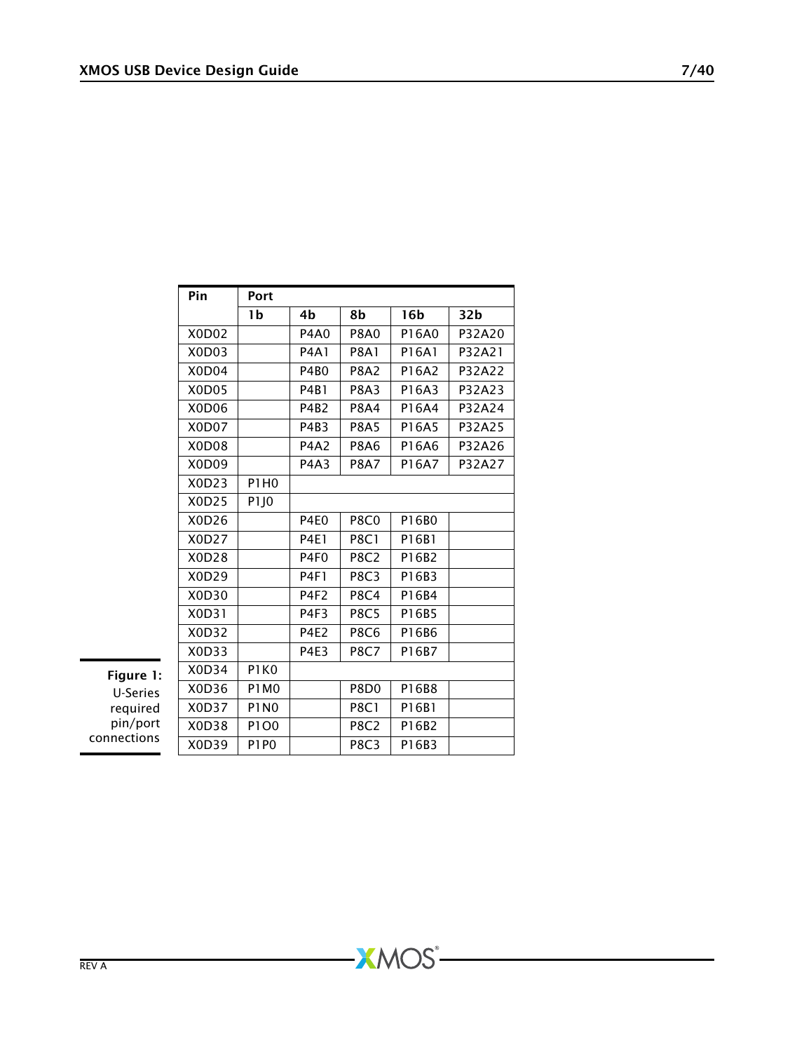| Pin | Port | | | | |
|---|---|---|---|---|---|
| | 1b | 4b | 8b | 16b | 32b |
| X0D02 | | P4A0 | P8A0 | P16A0 | P32A20 |
| X0D03 | | P4A1 | P8A1 | P16A1 | P32A21 |
| X0D04 | | P4B0 | P8A2 | P16A2 | P32A22 |
| X0D05 | | P4B1 | P8A3 | P16A3 | P32A23 |
| X0D06 | | P4B2 | P8A4 | P16A4 | P32A24 |
| X0D07 | | P4B3 | P8A5 | P16A5 | P32A25 |
| X0D08 | | P4A2 | P8A6 | P16A6 | P32A26 |
| X0D09 | | P4A3 | P8A7 | P16A7 | P32A27 |
| X0D23 | P1H0 | | | | |
| X0D25 | P1J0 | | | | |
| X0D26 | | P4E0 | P8C0 | P16B0 | |
| X0D27 | | P4E1 | P8C1 | P16B1 | |
| X0D28 | | P4F0 | P8C2 | P16B2 | |
| X0D29 | | P4F1 | P8C3 | P16B3 | |
| X0D30 | | P4F2 | P8C4 | P16B4 | |
| X0D31 | | P4F3 | P8C5 | P16B5 | |
| X0D32 | | P4E2 | P8C6 | P16B6 | |
| X0D33 | | P4E3 | P8C7 | P16B7 | |
| X0D34 | P1K0 | | | | |
| X0D36 | P1M0 | | P8D0 | P16B8 | |
| X0D37 | P1N0 | | P8C1 | P16B1 | |
| X0D38 | P1O0 | | P8C2 | P16B2 | |
| X0D39 | P1P0 | | P8C3 | P16B3 | |

**Figure 1:** U-Series required pin/port connections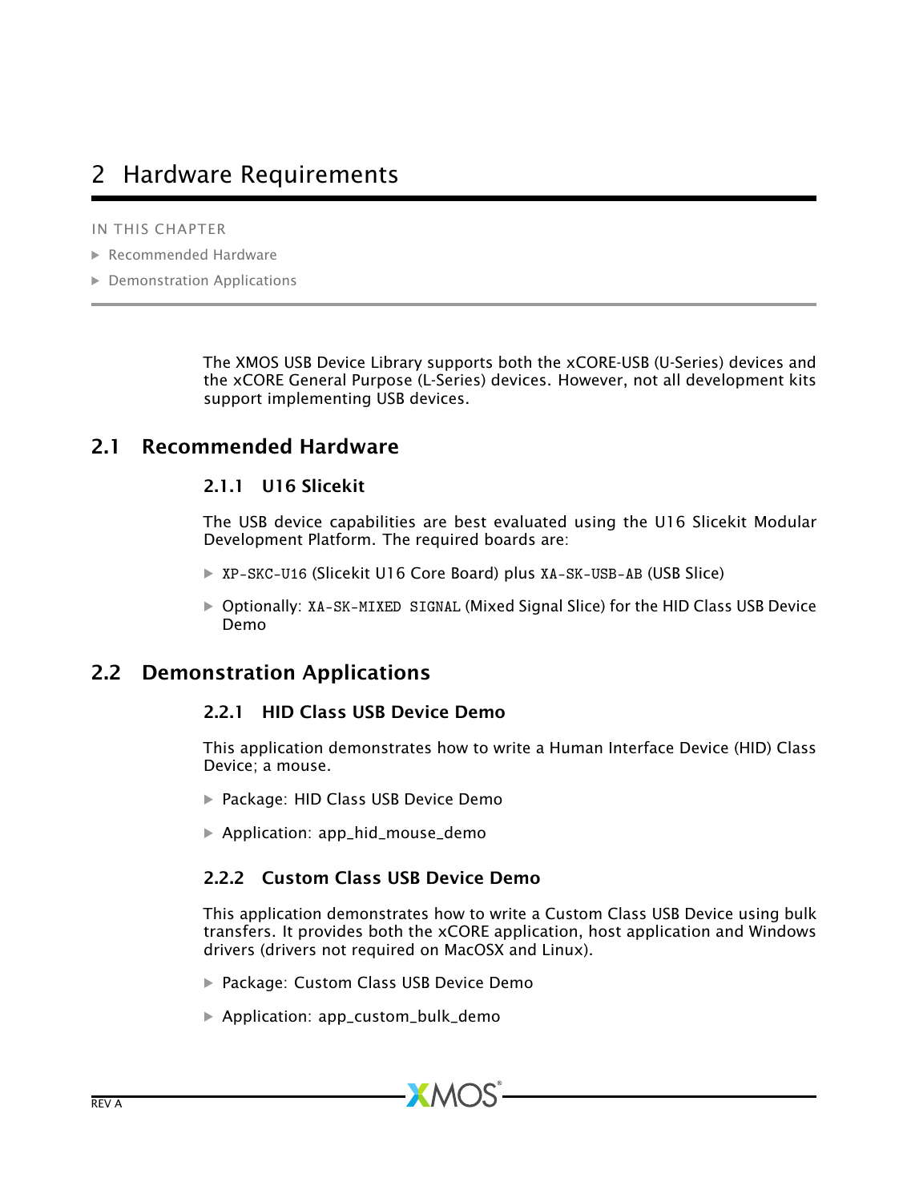# 2 Hardware Requirements

IN THIS CHAPTER

- Recommended Hardware
- Demonstration Applications

The XMOS USB Device Library supports both the xCORE-USB (U-Series) devices and the xCORE General Purpose (L-Series) devices. However, not all development kits support implementing USB devices.

## 2.1 Recommended Hardware

### 2.1.1 U16 Slicekit

The USB device capabilities are best evaluated using the U16 Slicekit Modular Development Platform. The required boards are:

- `XP-SKC-U16` (Slicekit U16 Core Board) plus `XA-SK-USB-AB` (USB Slice)
- Optionally: `XA-SK-MIXED SIGNAL` (Mixed Signal Slice) for the HID Class USB Device Demo

## 2.2 Demonstration Applications

### 2.2.1 HID Class USB Device Demo

This application demonstrates how to write a Human Interface Device (HID) Class Device; a mouse.

- Package: HID Class USB Device Demo
- Application: app_hid_mouse_demo

### 2.2.2 Custom Class USB Device Demo

This application demonstrates how to write a Custom Class USB Device using bulk transfers. It provides both the xCORE application, host application and Windows drivers (drivers not required on MacOSX and Linux).

- Package: Custom Class USB Device Demo
- Application: app_custom_bulk_demo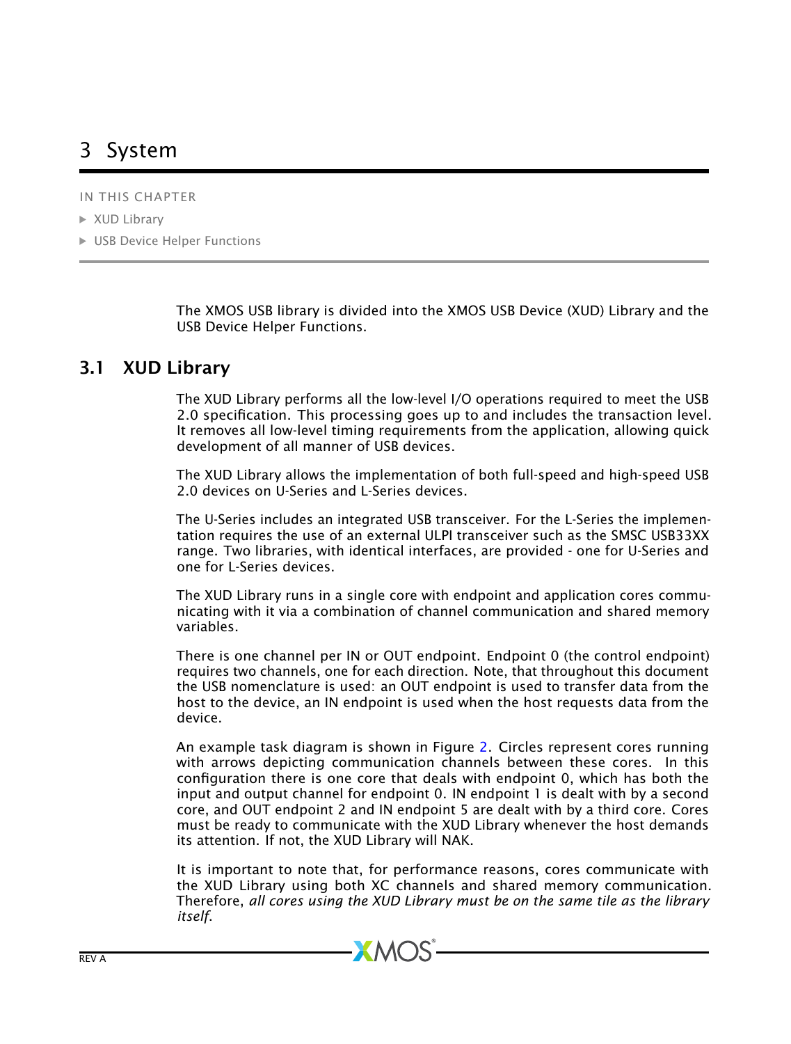# 3 System

IN THIS CHAPTER

- XUD Library
- USB Device Helper Functions

The XMOS USB library is divided into the XMOS USB Device (XUD) Library and the USB Device Helper Functions.

## 3.1 XUD Library

The XUD Library performs all the low-level I/O operations required to meet the USB 2.0 specification. This processing goes up to and includes the transaction level. It removes all low-level timing requirements from the application, allowing quick development of all manner of USB devices.

The XUD Library allows the implementation of both full-speed and high-speed USB 2.0 devices on U-Series and L-Series devices.

The U-Series includes an integrated USB transceiver. For the L-Series the implementation requires the use of an external ULPI transceiver such as the SMSC USB33XX range. Two libraries, with identical interfaces, are provided - one for U-Series and one for L-Series devices.

The XUD Library runs in a single core with endpoint and application cores communicating with it via a combination of channel communication and shared memory variables.

There is one channel per IN or OUT endpoint. Endpoint 0 (the control endpoint) requires two channels, one for each direction. Note, that throughout this document the USB nomenclature is used: an OUT endpoint is used to transfer data from the host to the device, an IN endpoint is used when the host requests data from the device.

An example task diagram is shown in Figure 2. Circles represent cores running with arrows depicting communication channels between these cores. In this configuration there is one core that deals with endpoint 0, which has both the input and output channel for endpoint 0. IN endpoint 1 is dealt with by a second core, and OUT endpoint 2 and IN endpoint 5 are dealt with by a third core. Cores must be ready to communicate with the XUD Library whenever the host demands its attention. If not, the XUD Library will NAK.

It is important to note that, for performance reasons, cores communicate with the XUD Library using both XC channels and shared memory communication. Therefore, *all cores using the XUD Library must be on the same tile as the library itself*.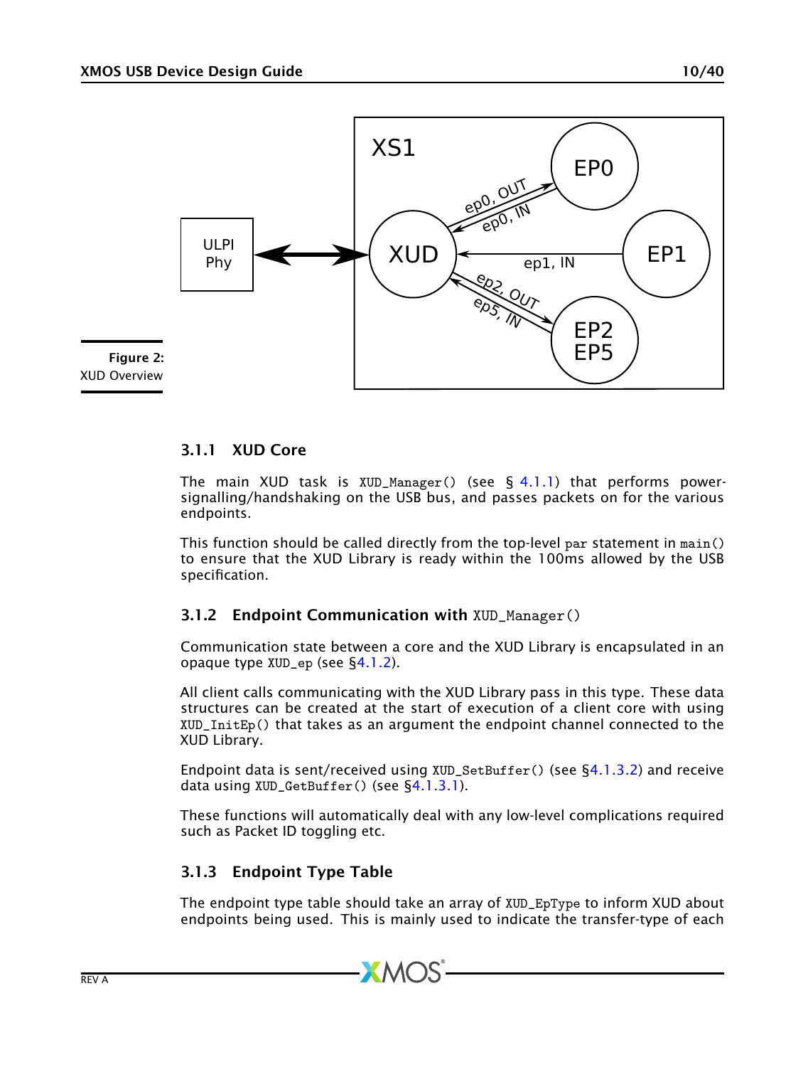Figure 2: XUD Overview

### 3.1.1 XUD Core

The main XUD task is `XUD_Manager()` (see § 4.1.1) that performs power-signalling/handshaking on the USB bus, and passes packets on for the various endpoints.

This function should be called directly from the top-level `par` statement in `main()` to ensure that the XUD Library is ready within the 100ms allowed by the USB specification.

### 3.1.2 Endpoint Communication with `XUD_Manager()`

Communication state between a core and the XUD Library is encapsulated in an opaque type `XUD_ep` (see §4.1.2).

All client calls communicating with the XUD Library pass in this type. These data structures can be created at the start of execution of a client core with using `XUD_InitEp()` that takes as an argument the endpoint channel connected to the XUD Library.

Endpoint data is sent/received using `XUD_SetBuffer()` (see §4.1.3.2) and receive data using `XUD_GetBuffer()` (see §4.1.3.1).

These functions will automatically deal with any low-level complications required such as Packet ID toggling etc.

### 3.1.3 Endpoint Type Table

The endpoint type table should take an array of `XUD_EpType` to inform XUD about endpoints being used. This is mainly used to indicate the transfer-type of each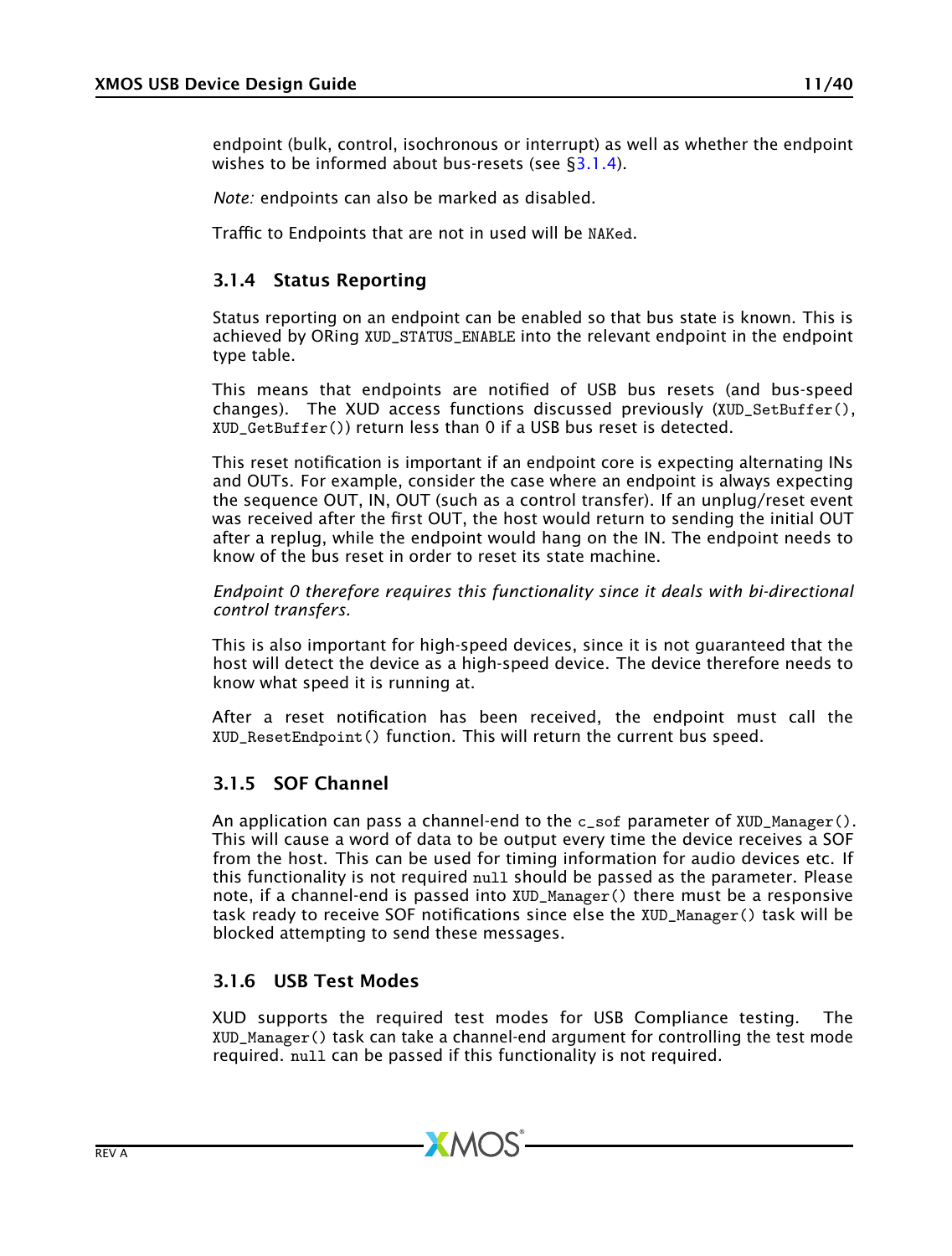endpoint (bulk, control, isochronous or interrupt) as well as whether the endpoint wishes to be informed about bus-resets (see §3.1.4).

*Note:* endpoints can also be marked as disabled.

Traffic to Endpoints that are not in used will be NAKed.

### 3.1.4 Status Reporting

Status reporting on an endpoint can be enabled so that bus state is known. This is achieved by ORing XUD_STATUS_ENABLE into the relevant endpoint in the endpoint type table.

This means that endpoints are notified of USB bus resets (and bus-speed changes). The XUD access functions discussed previously (XUD_SetBuffer(), XUD_GetBuffer()) return less than 0 if a USB bus reset is detected.

This reset notification is important if an endpoint core is expecting alternating INs and OUTs. For example, consider the case where an endpoint is always expecting the sequence OUT, IN, OUT (such as a control transfer). If an unplug/reset event was received after the first OUT, the host would return to sending the initial OUT after a replug, while the endpoint would hang on the IN. The endpoint needs to know of the bus reset in order to reset its state machine.

*Endpoint 0 therefore requires this functionality since it deals with bi-directional control transfers.*

This is also important for high-speed devices, since it is not guaranteed that the host will detect the device as a high-speed device. The device therefore needs to know what speed it is running at.

After a reset notification has been received, the endpoint must call the XUD_ResetEndpoint() function. This will return the current bus speed.

### 3.1.5 SOF Channel

An application can pass a channel-end to the c_sof parameter of XUD_Manager(). This will cause a word of data to be output every time the device receives a SOF from the host. This can be used for timing information for audio devices etc. If this functionality is not required null should be passed as the parameter. Please note, if a channel-end is passed into XUD_Manager() there must be a responsive task ready to receive SOF notifications since else the XUD_Manager() task will be blocked attempting to send these messages.

### 3.1.6 USB Test Modes

XUD supports the required test modes for USB Compliance testing. The XUD_Manager() task can take a channel-end argument for controlling the test mode required. null can be passed if this functionality is not required.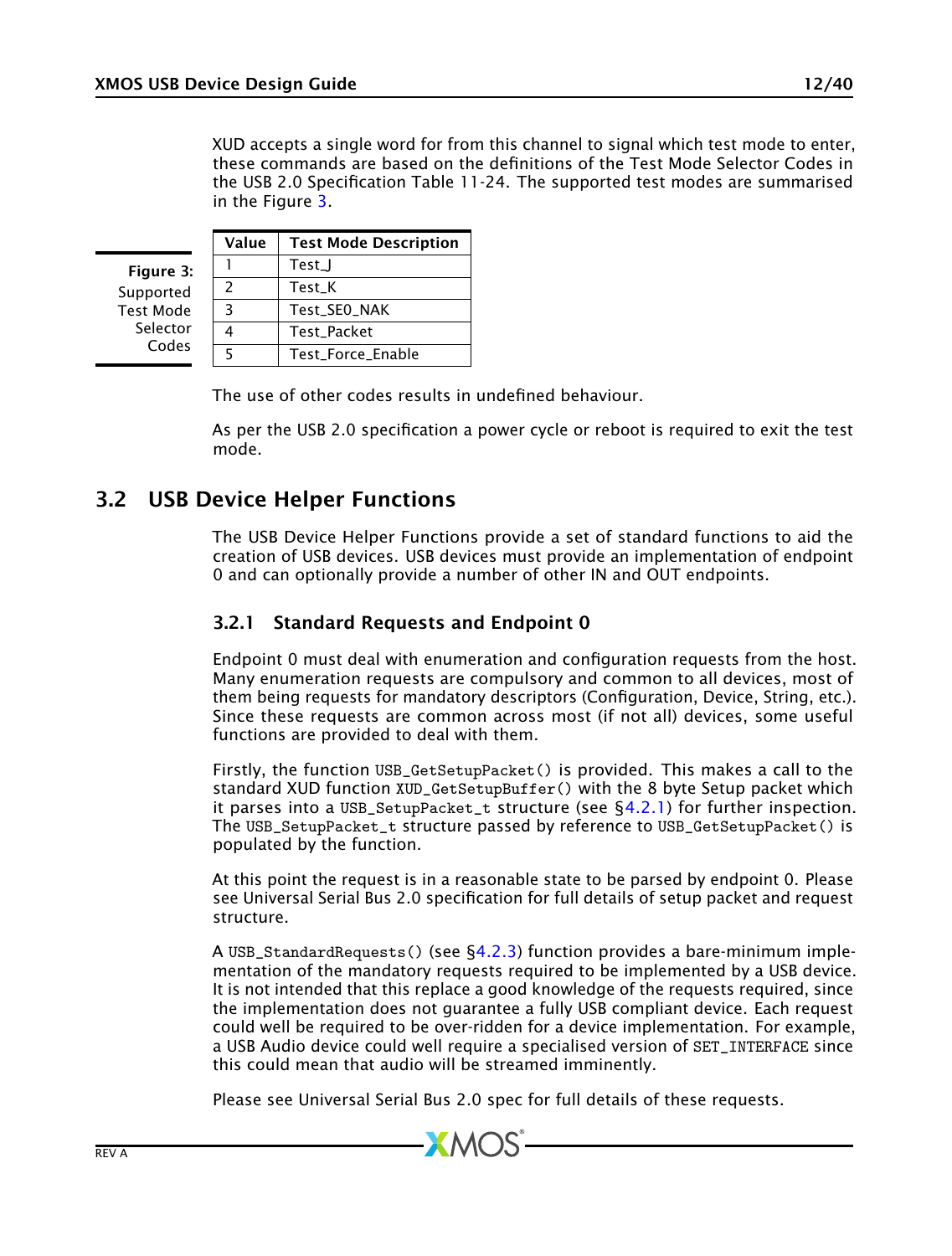XUD accepts a single word for from this channel to signal which test mode to enter, these commands are based on the definitions of the Test Mode Selector Codes in the USB 2.0 Specification Table 11-24. The supported test modes are summarised in the Figure 3.

| Value | Test Mode Description |
|---|---|
| 1 | Test_J |
| 2 | Test_K |
| 3 | Test_SE0_NAK |
| 4 | Test_Packet |
| 5 | Test_Force_Enable |

**Figure 3:** Supported Test Mode Selector Codes

The use of other codes results in undefined behaviour.

As per the USB 2.0 specification a power cycle or reboot is required to exit the test mode.

## 3.2 USB Device Helper Functions

The USB Device Helper Functions provide a set of standard functions to aid the creation of USB devices. USB devices must provide an implementation of endpoint 0 and can optionally provide a number of other IN and OUT endpoints.

### 3.2.1 Standard Requests and Endpoint 0

Endpoint 0 must deal with enumeration and configuration requests from the host. Many enumeration requests are compulsory and common to all devices, most of them being requests for mandatory descriptors (Configuration, Device, String, etc.). Since these requests are common across most (if not all) devices, some useful functions are provided to deal with them.

Firstly, the function `USB_GetSetupPacket()` is provided. This makes a call to the standard XUD function `XUD_GetSetupBuffer()` with the 8 byte Setup packet which it parses into a `USB_SetupPacket_t` structure (see §4.2.1) for further inspection. The `USB_SetupPacket_t` structure passed by reference to `USB_GetSetupPacket()` is populated by the function.

At this point the request is in a reasonable state to be parsed by endpoint 0. Please see Universal Serial Bus 2.0 specification for full details of setup packet and request structure.

A `USB_StandardRequests()` (see §4.2.3) function provides a bare-minimum implementation of the mandatory requests required to be implemented by a USB device. It is not intended that this replace a good knowledge of the requests required, since the implementation does not guarantee a fully USB compliant device. Each request could well be required to be over-ridden for a device implementation. For example, a USB Audio device could well require a specialised version of `SET_INTERFACE` since this could mean that audio will be streamed imminently.

Please see Universal Serial Bus 2.0 spec for full details of these requests.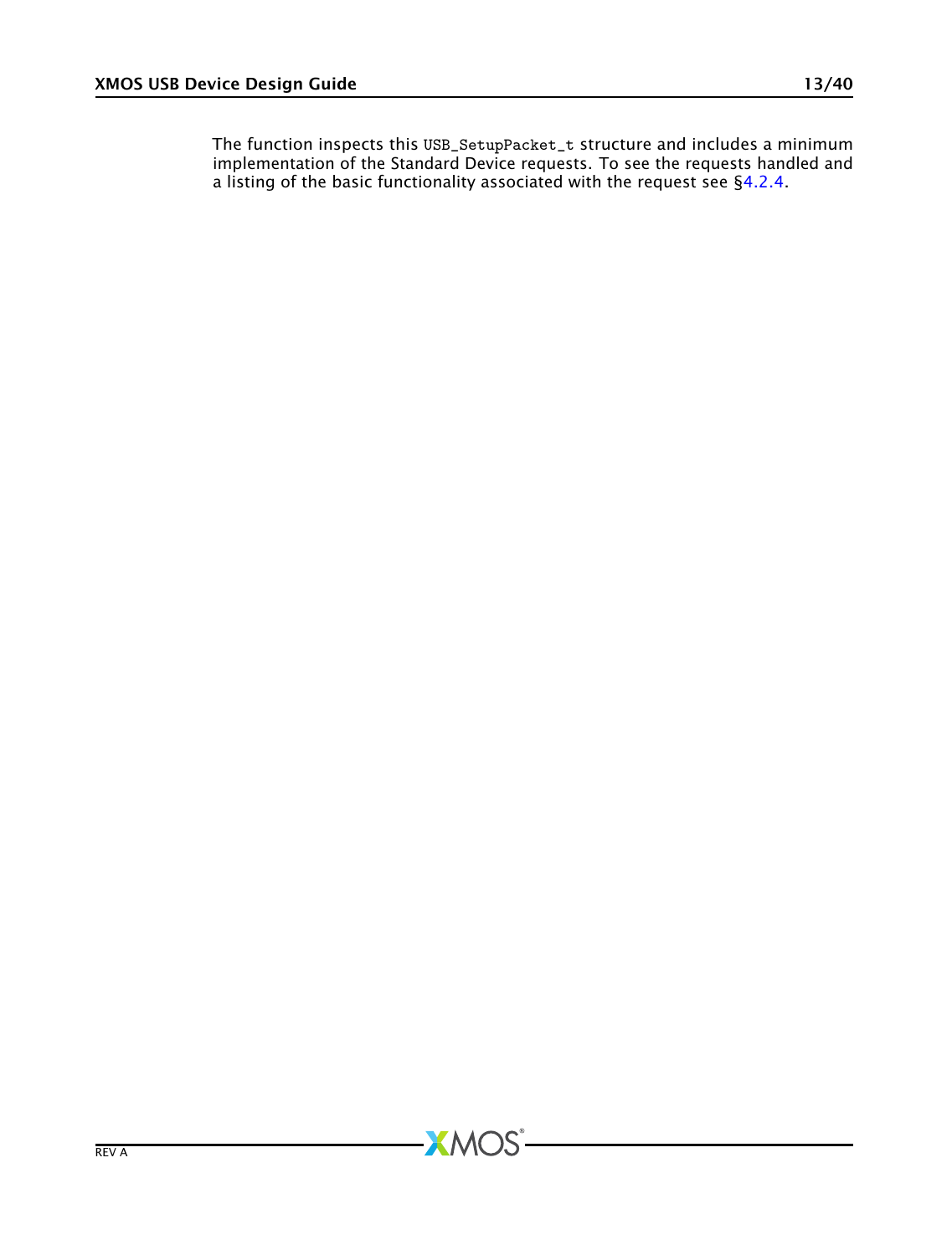The function inspects this `USB_SetupPacket_t` structure and includes a minimum implementation of the Standard Device requests. To see the requests handled and a listing of the basic functionality associated with the request see §4.2.4.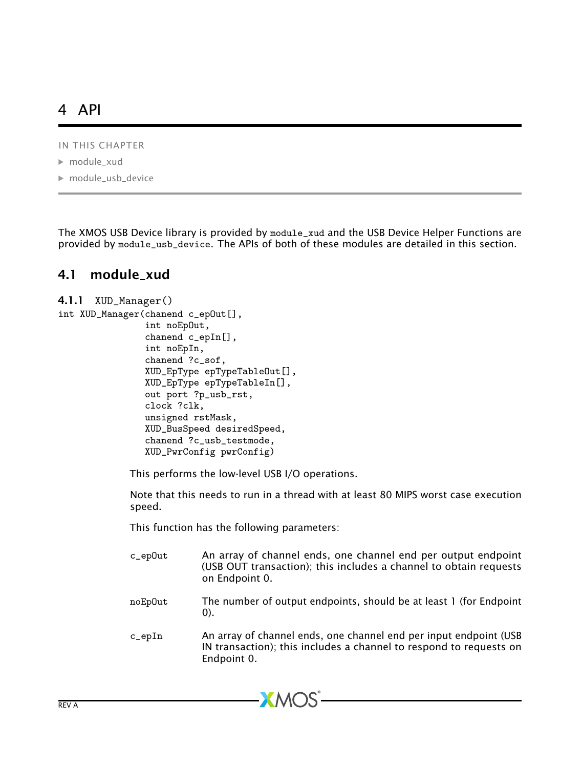# 4 API

IN THIS CHAPTER

- module_xud
- module_usb_device

The XMOS USB Device library is provided by `module_xud` and the USB Device Helper Functions are provided by `module_usb_device`. The APIs of both of these modules are detailed in this section.

## 4.1 module_xud

### 4.1.1 XUD_Manager()

```
int XUD_Manager(chanend c_epOut[],
                int noEpOut,
                chanend c_epIn[],
                int noEpIn,
                chanend ?c_sof,
                XUD_EpType epTypeTableOut[],
                XUD_EpType epTypeTableIn[],
                out port ?p_usb_rst,
                clock ?clk,
                unsigned rstMask,
                XUD_BusSpeed desiredSpeed,
                chanend ?c_usb_testmode,
                XUD_PwrConfig pwrConfig)
```

This performs the low-level USB I/O operations.

Note that this needs to run in a thread with at least 80 MIPS worst case execution speed.

This function has the following parameters:

| | |
|---|---|
| `c_epOut` | An array of channel ends, one channel end per output endpoint (USB OUT transaction); this includes a channel to obtain requests on Endpoint 0. |
| `noEpOut` | The number of output endpoints, should be at least 1 (for Endpoint 0). |
| `c_epIn` | An array of channel ends, one channel end per input endpoint (USB IN transaction); this includes a channel to respond to requests on Endpoint 0. |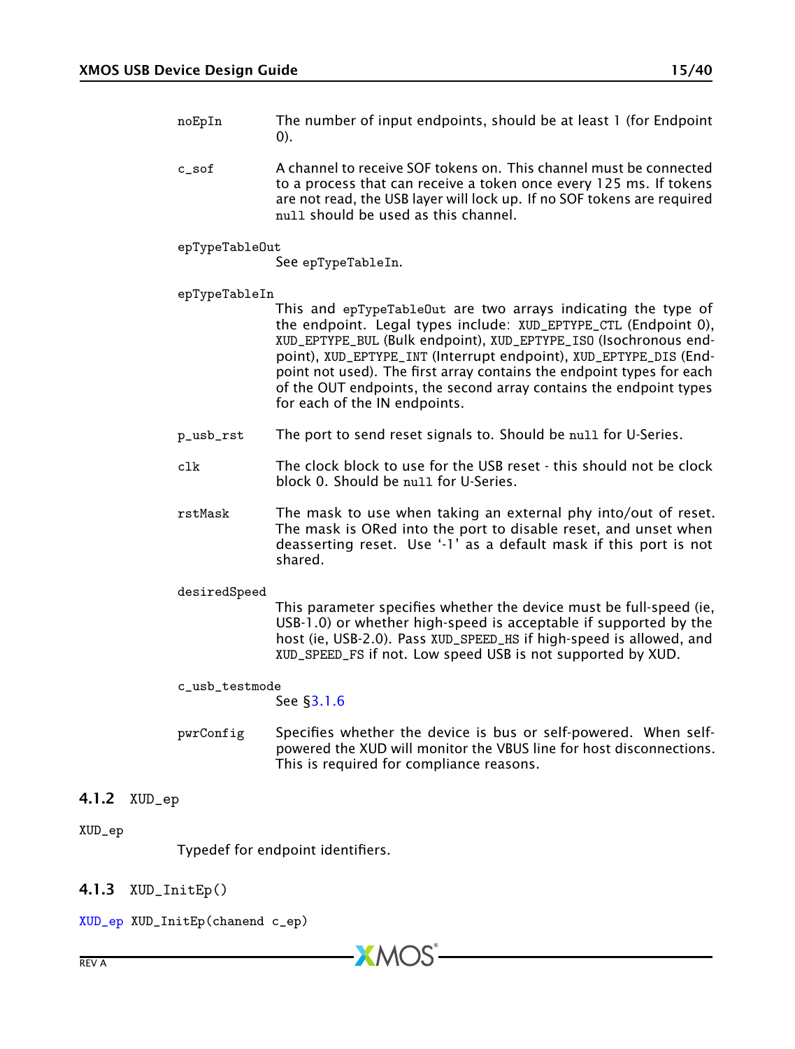`noEpIn`
: The number of input endpoints, should be at least 1 (for Endpoint 0).

`c_sof`
: A channel to receive SOF tokens on. This channel must be connected to a process that can receive a token once every 125 ms. If tokens are not read, the USB layer will lock up. If no SOF tokens are required `null` should be used as this channel.

`epTypeTableOut`
: See `epTypeTableIn`.

`epTypeTableIn`
: This and `epTypeTableOut` are two arrays indicating the type of the endpoint. Legal types include: `XUD_EPTYPE_CTL` (Endpoint 0), `XUD_EPTYPE_BUL` (Bulk endpoint), `XUD_EPTYPE_ISO` (Isochronous endpoint), `XUD_EPTYPE_INT` (Interrupt endpoint), `XUD_EPTYPE_DIS` (Endpoint not used). The first array contains the endpoint types for each of the OUT endpoints, the second array contains the endpoint types for each of the IN endpoints.

`p_usb_rst`
: The port to send reset signals to. Should be `null` for U-Series.

`clk`
: The clock block to use for the USB reset - this should not be clock block 0. Should be `null` for U-Series.

`rstMask`
: The mask to use when taking an external phy into/out of reset. The mask is ORed into the port to disable reset, and unset when deasserting reset. Use '-1' as a default mask if this port is not shared.

`desiredSpeed`
: This parameter specifies whether the device must be full-speed (ie, USB-1.0) or whether high-speed is acceptable if supported by the host (ie, USB-2.0). Pass `XUD_SPEED_HS` if high-speed is allowed, and `XUD_SPEED_FS` if not. Low speed USB is not supported by XUD.

`c_usb_testmode`
: See §3.1.6

`pwrConfig`
: Specifies whether the device is bus or self-powered. When self-powered the XUD will monitor the VBUS line for host disconnections. This is required for compliance reasons.

### 4.1.2 `XUD_ep`

`XUD_ep`

Typedef for endpoint identifiers.

### 4.1.3 `XUD_InitEp()`

```
XUD_ep XUD_InitEp(chanend c_ep)
```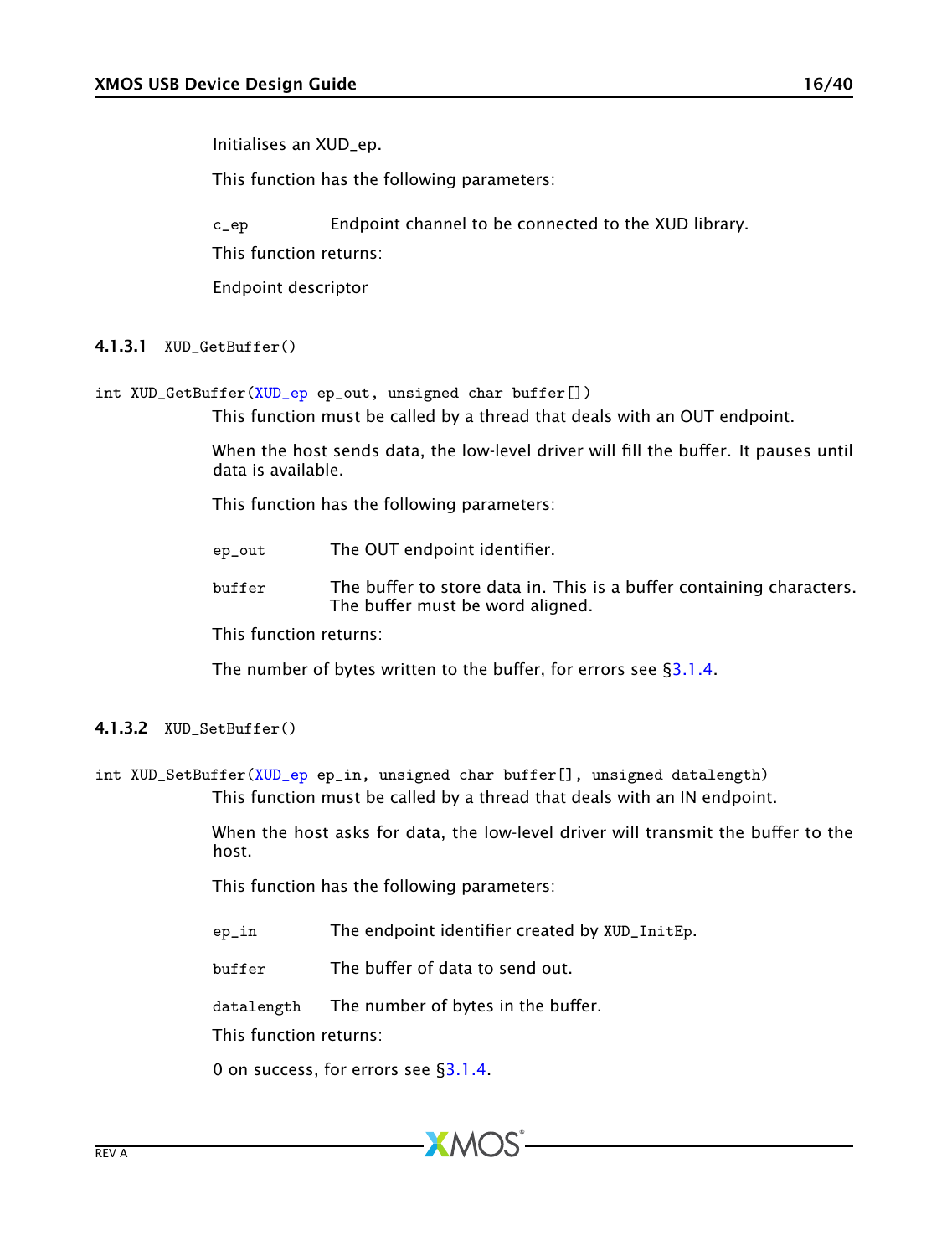Initialises an XUD_ep.

This function has the following parameters:

c_ep — Endpoint channel to be connected to the XUD library.

This function returns:

Endpoint descriptor

#### 4.1.3.1 XUD_GetBuffer()

```
int XUD_GetBuffer(XUD_ep ep_out, unsigned char buffer[])
```

This function must be called by a thread that deals with an OUT endpoint.

When the host sends data, the low-level driver will fill the buffer. It pauses until data is available.

This function has the following parameters:

ep_out — The OUT endpoint identifier.

buffer — The buffer to store data in. This is a buffer containing characters. The buffer must be word aligned.

This function returns:

The number of bytes written to the buffer, for errors see §3.1.4.

#### 4.1.3.2 XUD_SetBuffer()

```
int XUD_SetBuffer(XUD_ep ep_in, unsigned char buffer[], unsigned datalength)
```

This function must be called by a thread that deals with an IN endpoint.

When the host asks for data, the low-level driver will transmit the buffer to the host.

This function has the following parameters:

ep_in — The endpoint identifier created by XUD_InitEp.

buffer — The buffer of data to send out.

datalength — The number of bytes in the buffer.

This function returns:

0 on success, for errors see §3.1.4.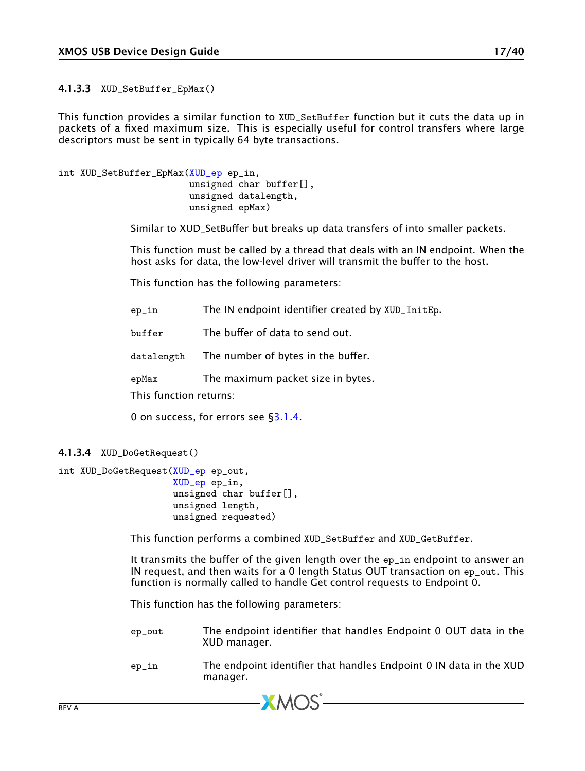#### 4.1.3.3 XUD_SetBuffer_EpMax()

This function provides a similar function to XUD_SetBuffer function but it cuts the data up in packets of a fixed maximum size. This is especially useful for control transfers where large descriptors must be sent in typically 64 byte transactions.

```
int XUD_SetBuffer_EpMax(XUD_ep ep_in,
                        unsigned char buffer[],
                        unsigned datalength,
                        unsigned epMax)
```

Similar to XUD_SetBuffer but breaks up data transfers of into smaller packets.

This function must be called by a thread that deals with an IN endpoint. When the host asks for data, the low-level driver will transmit the buffer to the host.

This function has the following parameters:

| | |
|---|---|
| ep_in | The IN endpoint identifier created by XUD_InitEp. |
| buffer | The buffer of data to send out. |
| datalength | The number of bytes in the buffer. |
| epMax | The maximum packet size in bytes. |

This function returns:

0 on success, for errors see §3.1.4.

#### 4.1.3.4 XUD_DoGetRequest()

```
int XUD_DoGetRequest(XUD_ep ep_out,
                     XUD_ep ep_in,
                     unsigned char buffer[],
                     unsigned length,
                     unsigned requested)
```

This function performs a combined XUD_SetBuffer and XUD_GetBuffer.

It transmits the buffer of the given length over the ep_in endpoint to answer an IN request, and then waits for a 0 length Status OUT transaction on ep_out. This function is normally called to handle Get control requests to Endpoint 0.

This function has the following parameters:

| | |
|---|---|
| ep_out | The endpoint identifier that handles Endpoint 0 OUT data in the XUD manager. |
| ep_in | The endpoint identifier that handles Endpoint 0 IN data in the XUD manager. |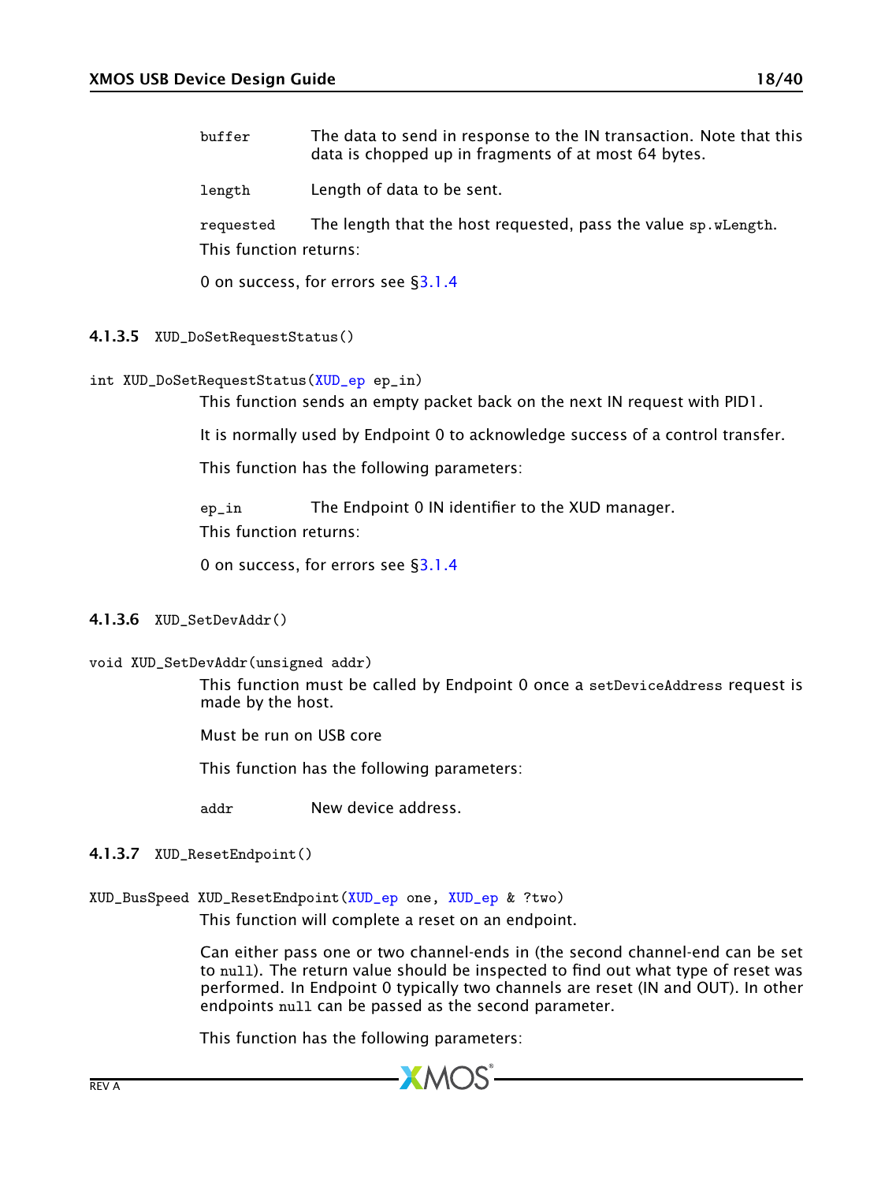| | |
|---|---|
| `buffer` | The data to send in response to the IN transaction. Note that this data is chopped up in fragments of at most 64 bytes. |
| `length` | Length of data to be sent. |
| `requested` | The length that the host requested, pass the value `sp.wLength`. |

This function returns:

0 on success, for errors see §3.1.4

#### 4.1.3.5 `XUD_DoSetRequestStatus()`

```
int XUD_DoSetRequestStatus(XUD_ep ep_in)
```

This function sends an empty packet back on the next IN request with PID1.

It is normally used by Endpoint 0 to acknowledge success of a control transfer.

This function has the following parameters:

| | |
|---|---|
| `ep_in` | The Endpoint 0 IN identifier to the XUD manager. |

This function returns:

0 on success, for errors see §3.1.4

#### 4.1.3.6 `XUD_SetDevAddr()`

```
void XUD_SetDevAddr(unsigned addr)
```

This function must be called by Endpoint 0 once a `setDeviceAddress` request is made by the host.

Must be run on USB core

This function has the following parameters:

| | |
|---|---|
| `addr` | New device address. |

#### 4.1.3.7 `XUD_ResetEndpoint()`

```
XUD_BusSpeed XUD_ResetEndpoint(XUD_ep one, XUD_ep & ?two)
```

This function will complete a reset on an endpoint.

Can either pass one or two channel-ends in (the second channel-end can be set to `null`). The return value should be inspected to find out what type of reset was performed. In Endpoint 0 typically two channels are reset (IN and OUT). In other endpoints `null` can be passed as the second parameter.

This function has the following parameters: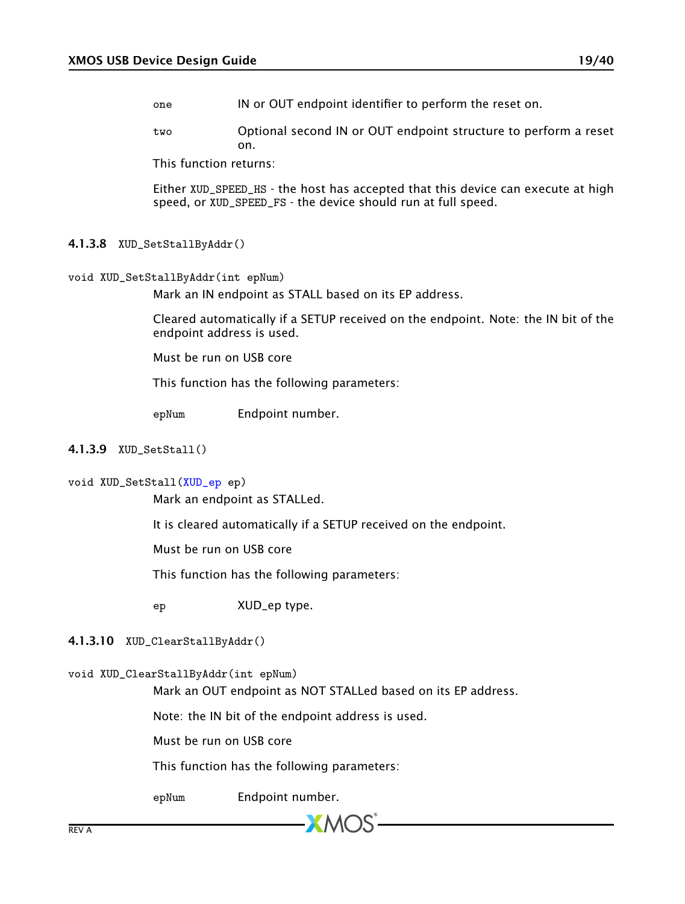| | |
|---|---|
| one | IN or OUT endpoint identifier to perform the reset on. |
| two | Optional second IN or OUT endpoint structure to perform a reset on. |

This function returns:

Either XUD_SPEED_HS - the host has accepted that this device can execute at high speed, or XUD_SPEED_FS - the device should run at full speed.

#### 4.1.3.8 XUD_SetStallByAddr()

```
void XUD_SetStallByAddr(int epNum)
```

Mark an IN endpoint as STALL based on its EP address.

Cleared automatically if a SETUP received on the endpoint. Note: the IN bit of the endpoint address is used.

Must be run on USB core

This function has the following parameters:

| | |
|---|---|
| epNum | Endpoint number. |

#### 4.1.3.9 XUD_SetStall()

```
void XUD_SetStall(XUD_ep ep)
```

Mark an endpoint as STALLed.

It is cleared automatically if a SETUP received on the endpoint.

Must be run on USB core

This function has the following parameters:

| | |
|---|---|
| ep | XUD_ep type. |

#### 4.1.3.10 XUD_ClearStallByAddr()

```
void XUD_ClearStallByAddr(int epNum)
```

Mark an OUT endpoint as NOT STALLed based on its EP address.

Note: the IN bit of the endpoint address is used.

Must be run on USB core

This function has the following parameters:

| | |
|---|---|
| epNum | Endpoint number. |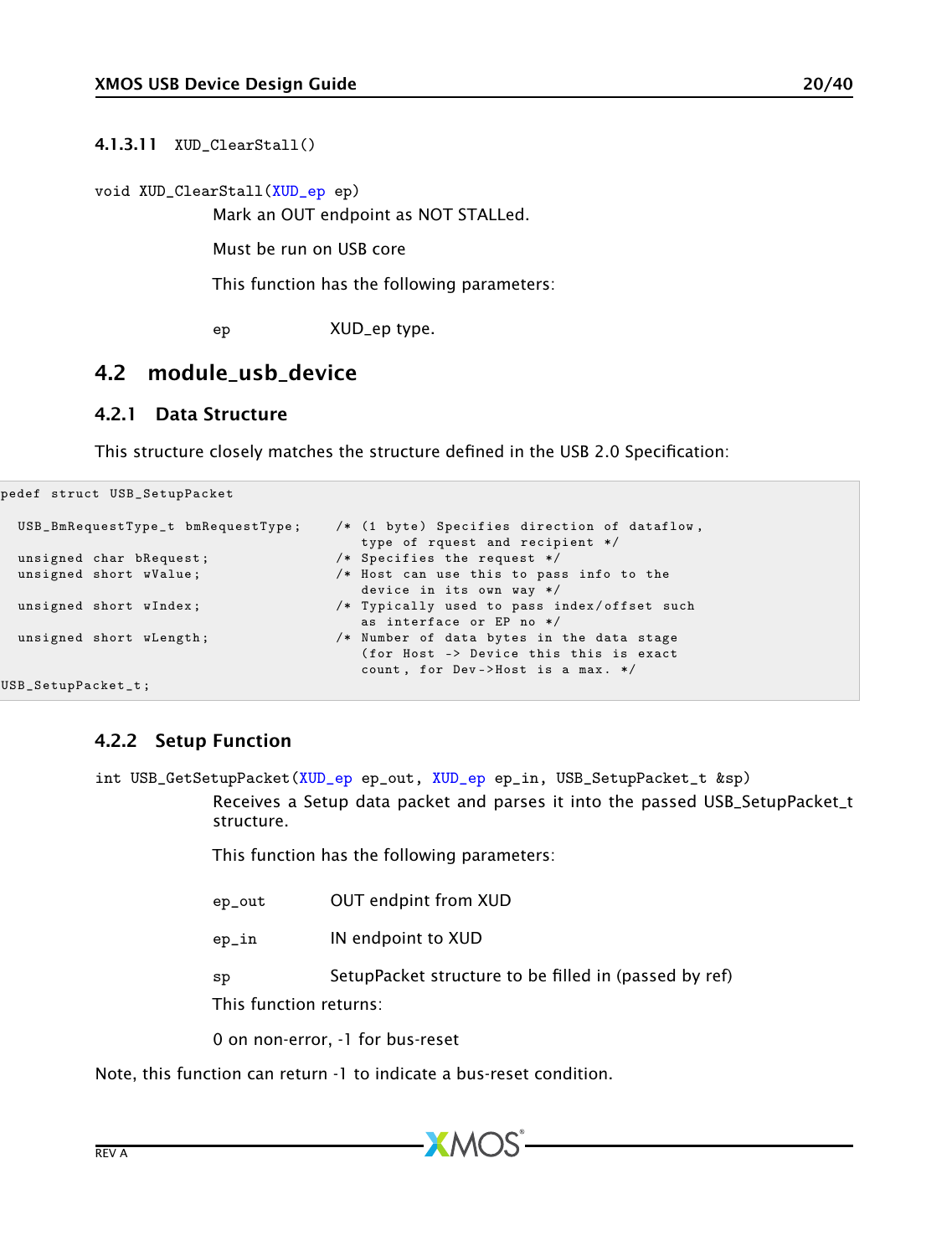#### 4.1.3.11 XUD_ClearStall()

```
void XUD_ClearStall(XUD_ep ep)
```

Mark an OUT endpoint as NOT STALLed.

Must be run on USB core

This function has the following parameters:

| | |
|---|---|
| ep | XUD_ep type. |

## 4.2 module_usb_device

### 4.2.1 Data Structure

This structure closely matches the structure defined in the USB 2.0 Specification:

```
pedef struct USB_SetupPacket

  USB_BmRequestType_t bmRequestType;     /* (1 byte) Specifies direction of dataflow,
                                            type of rquest and recipient */
  unsigned char bRequest;                /* Specifies the request */
  unsigned short wValue;                 /* Host can use this to pass info to the
                                            device in its own way */
  unsigned short wIndex;                 /* Typically used to pass index/offset such
                                            as interface or EP no */
  unsigned short wLength;                /* Number of data bytes in the data stage
                                            (for Host -> Device this this is exact
                                            count, for Dev->Host is a max. */
USB_SetupPacket_t;
```

### 4.2.2 Setup Function

```
int USB_GetSetupPacket(XUD_ep ep_out, XUD_ep ep_in, USB_SetupPacket_t &sp)
```

Receives a Setup data packet and parses it into the passed USB_SetupPacket_t structure.

This function has the following parameters:

| | |
|---|---|
| ep_out | OUT endpint from XUD |
| ep_in | IN endpoint to XUD |
| sp | SetupPacket structure to be filled in (passed by ref) |

This function returns:

0 on non-error, -1 for bus-reset

Note, this function can return -1 to indicate a bus-reset condition.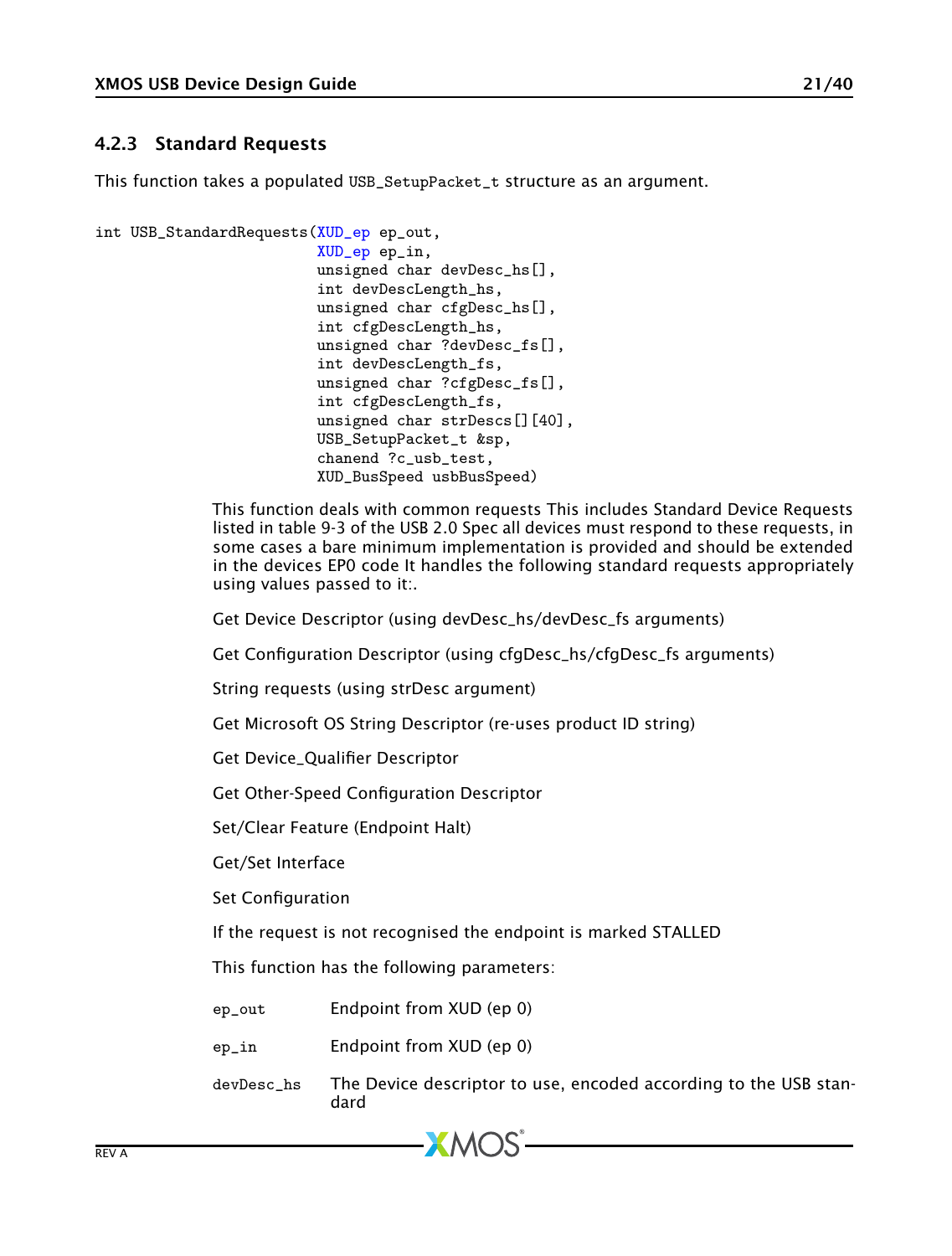### 4.2.3 Standard Requests

This function takes a populated USB_SetupPacket_t structure as an argument.

```
int USB_StandardRequests(XUD_ep ep_out,
                         XUD_ep ep_in,
                         unsigned char devDesc_hs[],
                         int devDescLength_hs,
                         unsigned char cfgDesc_hs[],
                         int cfgDescLength_hs,
                         unsigned char ?devDesc_fs[],
                         int devDescLength_fs,
                         unsigned char ?cfgDesc_fs[],
                         int cfgDescLength_fs,
                         unsigned char strDescs[][40],
                         USB_SetupPacket_t &sp,
                         chanend ?c_usb_test,
                         XUD_BusSpeed usbBusSpeed)
```

This function deals with common requests This includes Standard Device Requests listed in table 9-3 of the USB 2.0 Spec all devices must respond to these requests, in some cases a bare minimum implementation is provided and should be extended in the devices EP0 code It handles the following standard requests appropriately using values passed to it:.

Get Device Descriptor (using devDesc_hs/devDesc_fs arguments)

Get Configuration Descriptor (using cfgDesc_hs/cfgDesc_fs arguments)

String requests (using strDesc argument)

Get Microsoft OS String Descriptor (re-uses product ID string)

Get Device_Qualifier Descriptor

Get Other-Speed Configuration Descriptor

Set/Clear Feature (Endpoint Halt)

Get/Set Interface

Set Configuration

If the request is not recognised the endpoint is marked STALLED

This function has the following parameters:

| | |
|---|---|
| `ep_out` | Endpoint from XUD (ep 0) |
| `ep_in` | Endpoint from XUD (ep 0) |
| `devDesc_hs` | The Device descriptor to use, encoded according to the USB standard |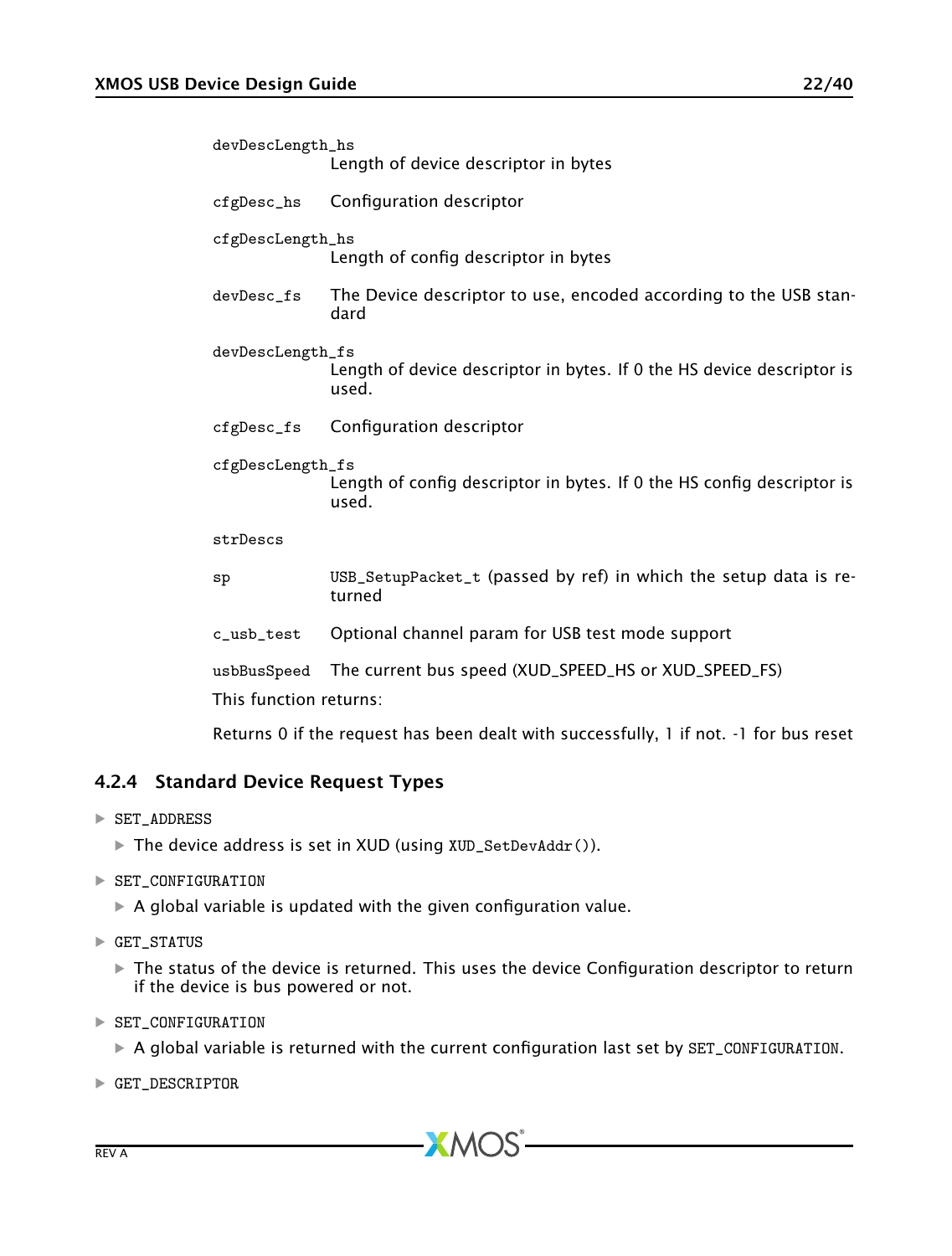`devDescLength_hs`
: Length of device descriptor in bytes

`cfgDesc_hs`
: Configuration descriptor

`cfgDescLength_hs`
: Length of config descriptor in bytes

`devDesc_fs`
: The Device descriptor to use, encoded according to the USB standard

`devDescLength_fs`
: Length of device descriptor in bytes. If 0 the HS device descriptor is used.

`cfgDesc_fs`
: Configuration descriptor

`cfgDescLength_fs`
: Length of config descriptor in bytes. If 0 the HS config descriptor is used.

`strDescs`

`sp`
: `USB_SetupPacket_t` (passed by ref) in which the setup data is returned

`c_usb_test`
: Optional channel param for USB test mode support

`usbBusSpeed`
: The current bus speed (XUD_SPEED_HS or XUD_SPEED_FS)

This function returns:

Returns 0 if the request has been dealt with successfully, 1 if not. -1 for bus reset

### 4.2.4 Standard Device Request Types

- `SET_ADDRESS`
  - The device address is set in XUD (using `XUD_SetDevAddr()`).
- `SET_CONFIGURATION`
  - A global variable is updated with the given configuration value.
- `GET_STATUS`
  - The status of the device is returned. This uses the device Configuration descriptor to return if the device is bus powered or not.
- `SET_CONFIGURATION`
  - A global variable is returned with the current configuration last set by `SET_CONFIGURATION`.
- `GET_DESCRIPTOR`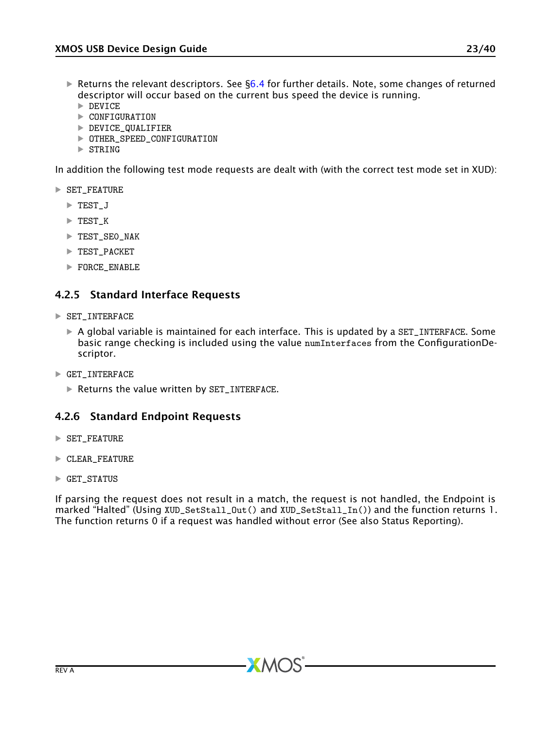- Returns the relevant descriptors. See §6.4 for further details. Note, some changes of returned descriptor will occur based on the current bus speed the device is running.
  - DEVICE
  - CONFIGURATION
  - DEVICE_QUALIFIER
  - OTHER_SPEED_CONFIGURATION
  - STRING

In addition the following test mode requests are dealt with (with the correct test mode set in XUD):

- SET_FEATURE
  - TEST_J
  - TEST_K
  - TEST_SE0_NAK
  - TEST_PACKET
  - FORCE_ENABLE

### 4.2.5 Standard Interface Requests

- SET_INTERFACE
  - A global variable is maintained for each interface. This is updated by a SET_INTERFACE. Some basic range checking is included using the value `numInterfaces` from the ConfigurationDescriptor.
- GET_INTERFACE
  - Returns the value written by SET_INTERFACE.

### 4.2.6 Standard Endpoint Requests

- SET_FEATURE
- CLEAR_FEATURE
- GET_STATUS

If parsing the request does not result in a match, the request is not handled, the Endpoint is marked "Halted" (Using `XUD_SetStall_Out()` and `XUD_SetStall_In()`) and the function returns 1. The function returns 0 if a request was handled without error (See also Status Reporting).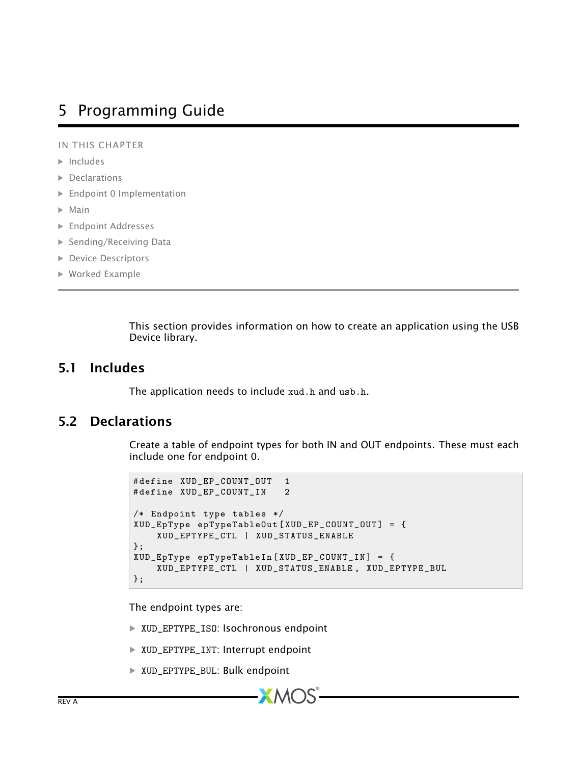# 5 Programming Guide

IN THIS CHAPTER

- Includes
- Declarations
- Endpoint 0 Implementation
- Main
- Endpoint Addresses
- Sending/Receiving Data
- Device Descriptors
- Worked Example

This section provides information on how to create an application using the USB Device library.

## 5.1 Includes

The application needs to include `xud.h` and `usb.h`.

## 5.2 Declarations

Create a table of endpoint types for both IN and OUT endpoints. These must each include one for endpoint 0.

```
#define XUD_EP_COUNT_OUT  1
#define XUD_EP_COUNT_IN   2

/* Endpoint type tables */
XUD_EpType epTypeTableOut[XUD_EP_COUNT_OUT] = {
    XUD_EPTYPE_CTL | XUD_STATUS_ENABLE
};
XUD_EpType epTypeTableIn[XUD_EP_COUNT_IN] = {
    XUD_EPTYPE_CTL | XUD_STATUS_ENABLE, XUD_EPTYPE_BUL
};
```

The endpoint types are:

- `XUD_EPTYPE_ISO`: Isochronous endpoint
- `XUD_EPTYPE_INT`: Interrupt endpoint
- `XUD_EPTYPE_BUL`: Bulk endpoint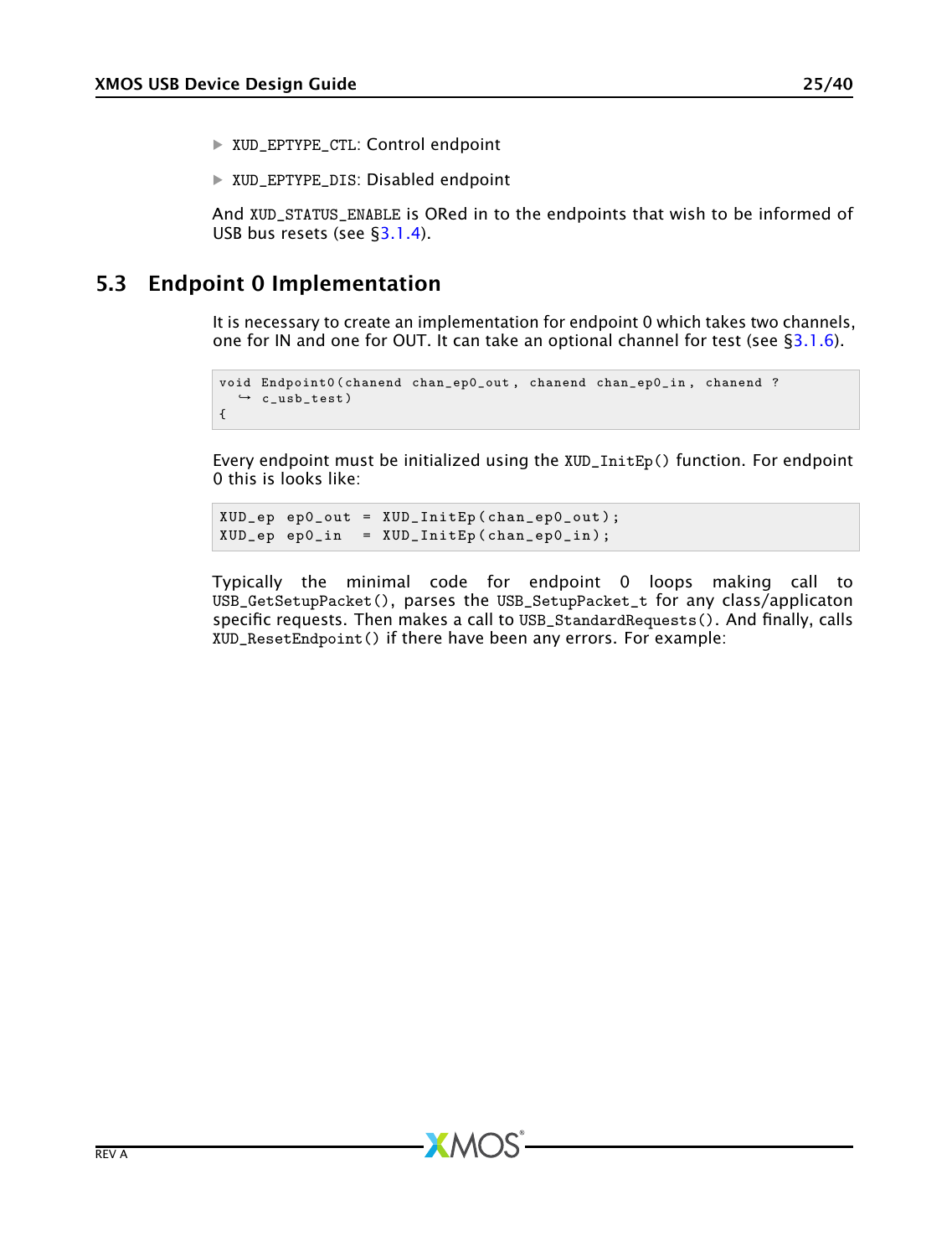- XUD_EPTYPE_CTL: Control endpoint
- XUD_EPTYPE_DIS: Disabled endpoint

And XUD_STATUS_ENABLE is ORed in to the endpoints that wish to be informed of USB bus resets (see §3.1.4).

## 5.3 Endpoint 0 Implementation

It is necessary to create an implementation for endpoint 0 which takes two channels, one for IN and one for OUT. It can take an optional channel for test (see §3.1.6).

```
void Endpoint0(chanend chan_ep0_out, chanend chan_ep0_in, chanend ?
   c_usb_test)
{
```

Every endpoint must be initialized using the XUD_InitEp() function. For endpoint 0 this is looks like:

```
XUD_ep ep0_out = XUD_InitEp(chan_ep0_out);
XUD_ep ep0_in  = XUD_InitEp(chan_ep0_in);
```

Typically the minimal code for endpoint 0 loops making call to USB_GetSetupPacket(), parses the USB_SetupPacket_t for any class/applicaton specific requests. Then makes a call to USB_StandardRequests(). And finally, calls XUD_ResetEndpoint() if there have been any errors. For example: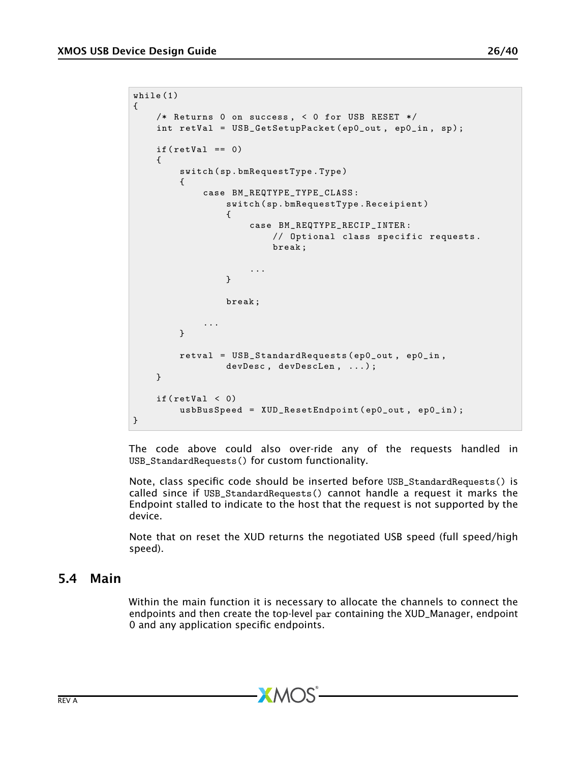```
while(1)
{
    /* Returns 0 on success, < 0 for USB RESET */
    int retVal = USB_GetSetupPacket(ep0_out, ep0_in, sp);

    if(retVal == 0)
    {
        switch(sp.bmRequestType.Type)
        {
            case BM_REQTYPE_TYPE_CLASS:
                switch(sp.bmRequestType.Receipient)
                {
                    case BM_REQTYPE_RECIP_INTER:
                        // Optional class specific requests.
                        break;

                    ...
                }

                break;

            ...
        }

        retval = USB_StandardRequests(ep0_out, ep0_in,
                devDesc, devDescLen, ...);
    }

    if(retVal < 0)
        usbBusSpeed = XUD_ResetEndpoint(ep0_out, ep0_in);
}
```

The code above could also over-ride any of the requests handled in USB_StandardRequests() for custom functionality.

Note, class specific code should be inserted before USB_StandardRequests() is called since if USB_StandardRequests() cannot handle a request it marks the Endpoint stalled to indicate to the host that the request is not supported by the device.

Note that on reset the XUD returns the negotiated USB speed (full speed/high speed).

## 5.4 Main

Within the main function it is necessary to allocate the channels to connect the endpoints and then create the top-level par containing the XUD_Manager, endpoint 0 and any application specific endpoints.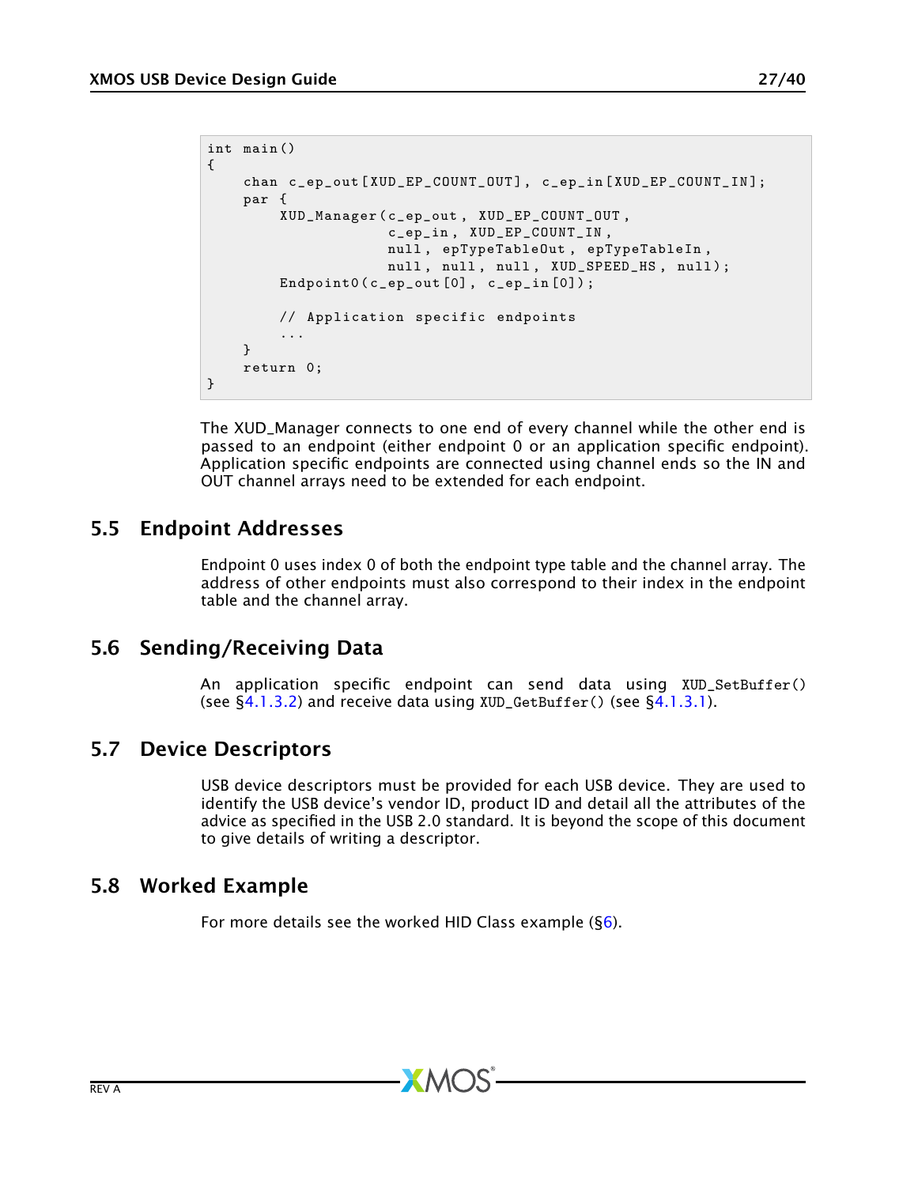```
int main()
{
    chan c_ep_out[XUD_EP_COUNT_OUT], c_ep_in[XUD_EP_COUNT_IN];
    par {
        XUD_Manager(c_ep_out, XUD_EP_COUNT_OUT,
                    c_ep_in, XUD_EP_COUNT_IN,
                    null, epTypeTableOut, epTypeTableIn,
                    null, null, null, XUD_SPEED_HS, null);
        Endpoint0(c_ep_out[0], c_ep_in[0]);

        // Application specific endpoints
        ...
    }
    return 0;
}
```

The XUD_Manager connects to one end of every channel while the other end is passed to an endpoint (either endpoint 0 or an application specific endpoint). Application specific endpoints are connected using channel ends so the IN and OUT channel arrays need to be extended for each endpoint.

## 5.5 Endpoint Addresses

Endpoint 0 uses index 0 of both the endpoint type table and the channel array. The address of other endpoints must also correspond to their index in the endpoint table and the channel array.

## 5.6 Sending/Receiving Data

An application specific endpoint can send data using `XUD_SetBuffer()` (see §4.1.3.2) and receive data using `XUD_GetBuffer()` (see §4.1.3.1).

## 5.7 Device Descriptors

USB device descriptors must be provided for each USB device. They are used to identify the USB device's vendor ID, product ID and detail all the attributes of the advice as specified in the USB 2.0 standard. It is beyond the scope of this document to give details of writing a descriptor.

## 5.8 Worked Example

For more details see the worked HID Class example (§6).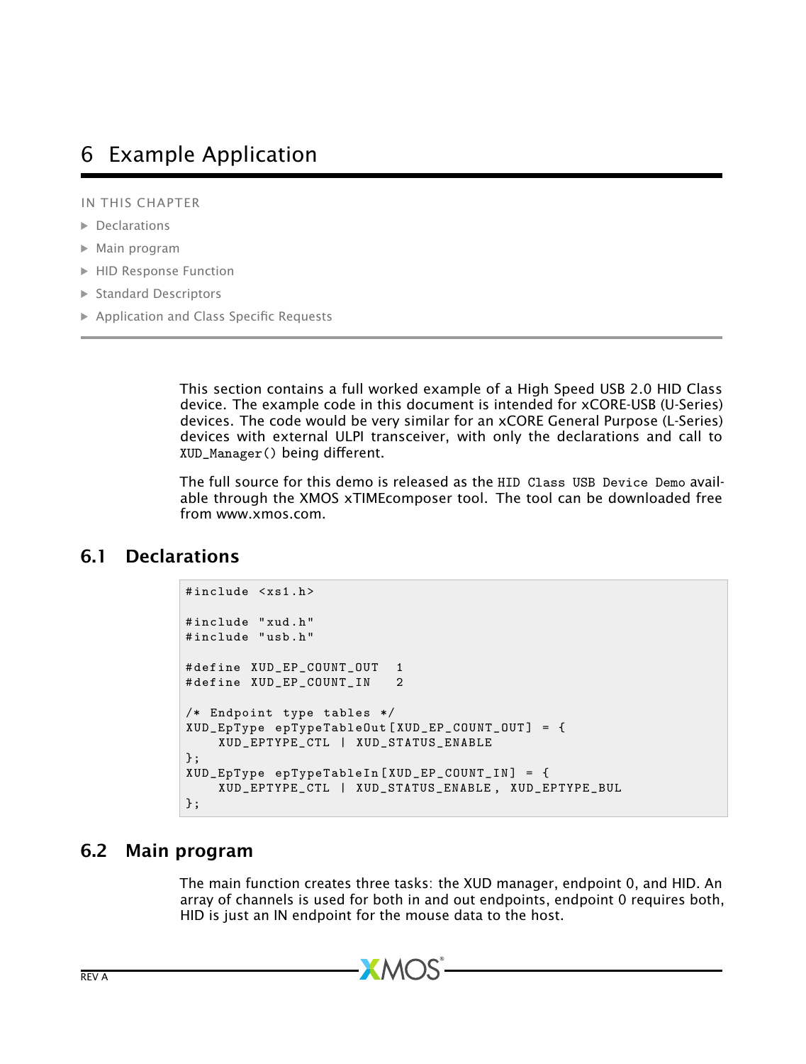# 6 Example Application

IN THIS CHAPTER

- Declarations
- Main program
- HID Response Function
- Standard Descriptors
- Application and Class Specific Requests

This section contains a full worked example of a High Speed USB 2.0 HID Class device. The example code in this document is intended for xCORE-USB (U-Series) devices. The code would be very similar for an xCORE General Purpose (L-Series) devices with external ULPI transceiver, with only the declarations and call to `XUD_Manager()` being different.

The full source for this demo is released as the `HID Class USB Device Demo` available through the XMOS xTIMEcomposer tool. The tool can be downloaded free from www.xmos.com.

## 6.1 Declarations

```
#include <xs1.h>

#include "xud.h"
#include "usb.h"

#define XUD_EP_COUNT_OUT   1
#define XUD_EP_COUNT_IN    2

/* Endpoint type tables */
XUD_EpType epTypeTableOut[XUD_EP_COUNT_OUT] = {
    XUD_EPTYPE_CTL | XUD_STATUS_ENABLE
};
XUD_EpType epTypeTableIn[XUD_EP_COUNT_IN] = {
    XUD_EPTYPE_CTL | XUD_STATUS_ENABLE, XUD_EPTYPE_BUL
};
```

## 6.2 Main program

The main function creates three tasks: the XUD manager, endpoint 0, and HID. An array of channels is used for both in and out endpoints, endpoint 0 requires both, HID is just an IN endpoint for the mouse data to the host.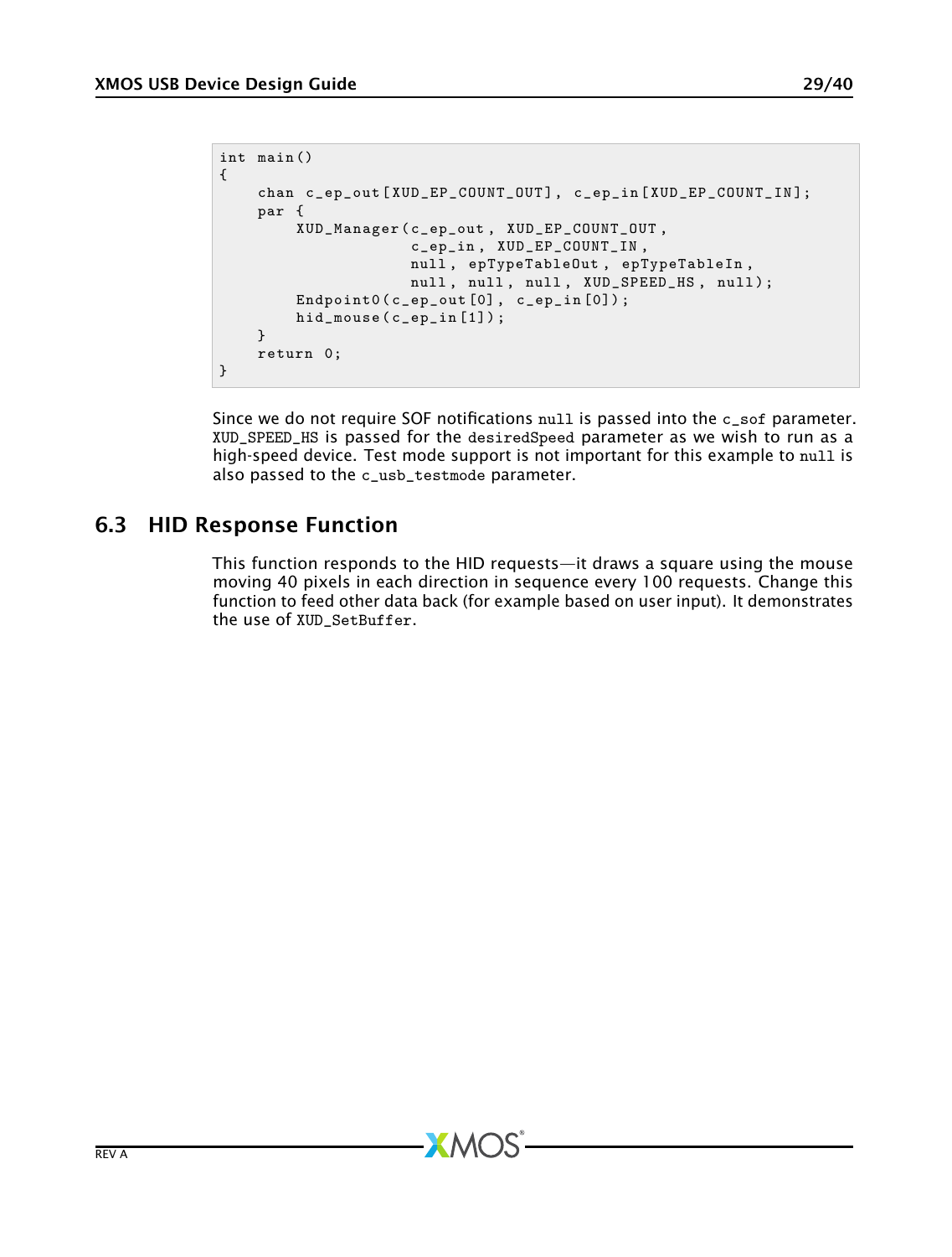```
int main()
{
    chan c_ep_out[XUD_EP_COUNT_OUT], c_ep_in[XUD_EP_COUNT_IN];
    par {
        XUD_Manager(c_ep_out, XUD_EP_COUNT_OUT,
                    c_ep_in, XUD_EP_COUNT_IN,
                    null, epTypeTableOut, epTypeTableIn,
                    null, null, null, XUD_SPEED_HS, null);
        Endpoint0(c_ep_out[0], c_ep_in[0]);
        hid_mouse(c_ep_in[1]);
    }
    return 0;
}
```

Since we do not require SOF notifications `null` is passed into the `c_sof` parameter. `XUD_SPEED_HS` is passed for the `desiredSpeed` parameter as we wish to run as a high-speed device. Test mode support is not important for this example to `null` is also passed to the `c_usb_testmode` parameter.

## 6.3 HID Response Function

This function responds to the HID requests—it draws a square using the mouse moving 40 pixels in each direction in sequence every 100 requests. Change this function to feed other data back (for example based on user input). It demonstrates the use of `XUD_SetBuffer`.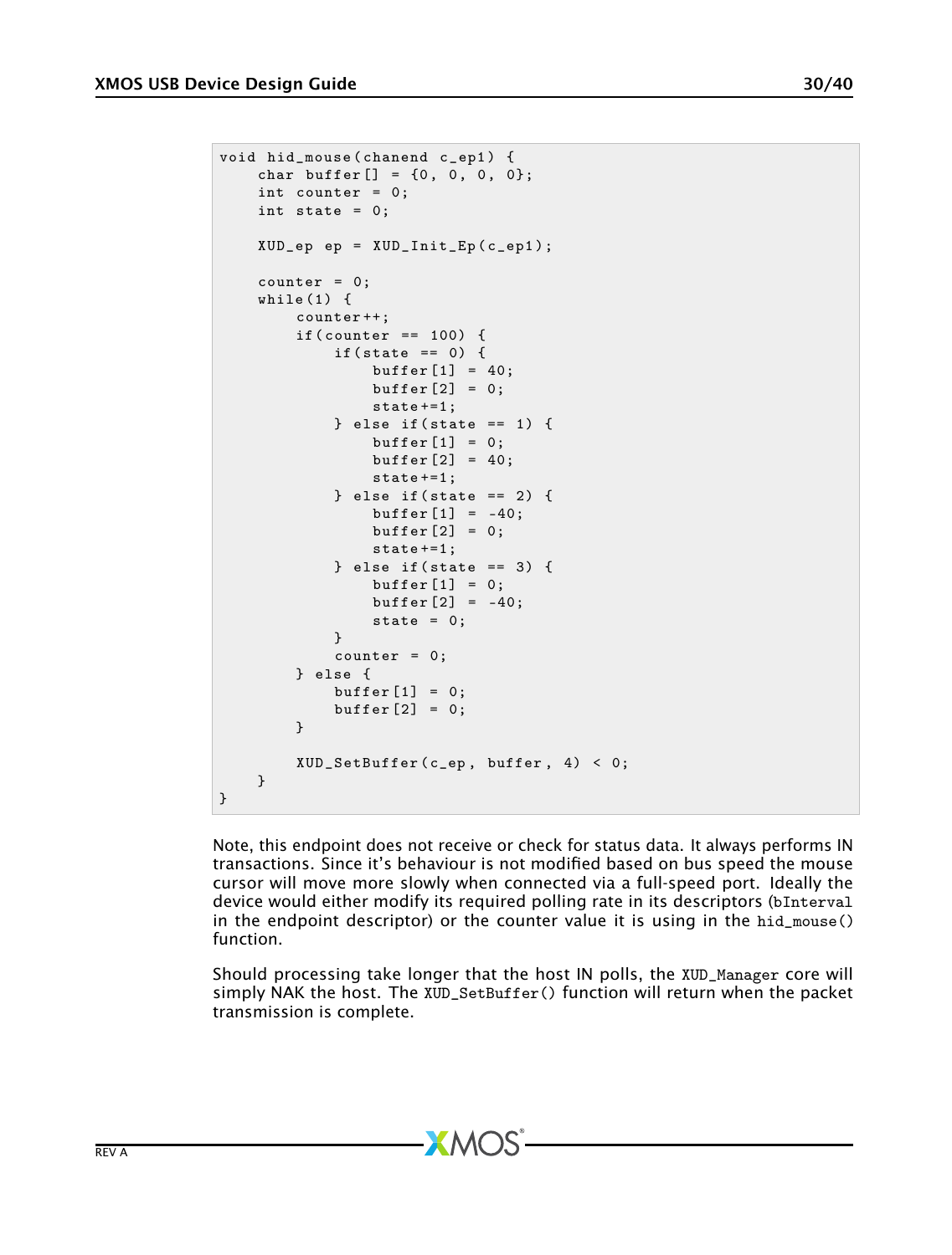```
void hid_mouse(chanend c_ep1) {
    char buffer[] = {0, 0, 0, 0};
    int counter = 0;
    int state = 0;

    XUD_ep ep = XUD_Init_Ep(c_ep1);

    counter = 0;
    while(1) {
        counter++;
        if(counter == 100) {
            if(state == 0) {
                buffer[1] = 40;
                buffer[2] = 0;
                state+=1;
            } else if(state == 1) {
                buffer[1] = 0;
                buffer[2] = 40;
                state+=1;
            } else if(state == 2) {
                buffer[1] = -40;
                buffer[2] = 0;
                state+=1;
            } else if(state == 3) {
                buffer[1] = 0;
                buffer[2] = -40;
                state = 0;
            }
            counter = 0;
        } else {
            buffer[1] = 0;
            buffer[2] = 0;
        }

        XUD_SetBuffer(c_ep, buffer, 4) < 0;
    }
}
```

Note, this endpoint does not receive or check for status data. It always performs IN transactions. Since it's behaviour is not modified based on bus speed the mouse cursor will move more slowly when connected via a full-speed port. Ideally the device would either modify its required polling rate in its descriptors (`bInterval` in the endpoint descriptor) or the counter value it is using in the `hid_mouse()` function.

Should processing take longer that the host IN polls, the `XUD_Manager` core will simply NAK the host. The `XUD_SetBuffer()` function will return when the packet transmission is complete.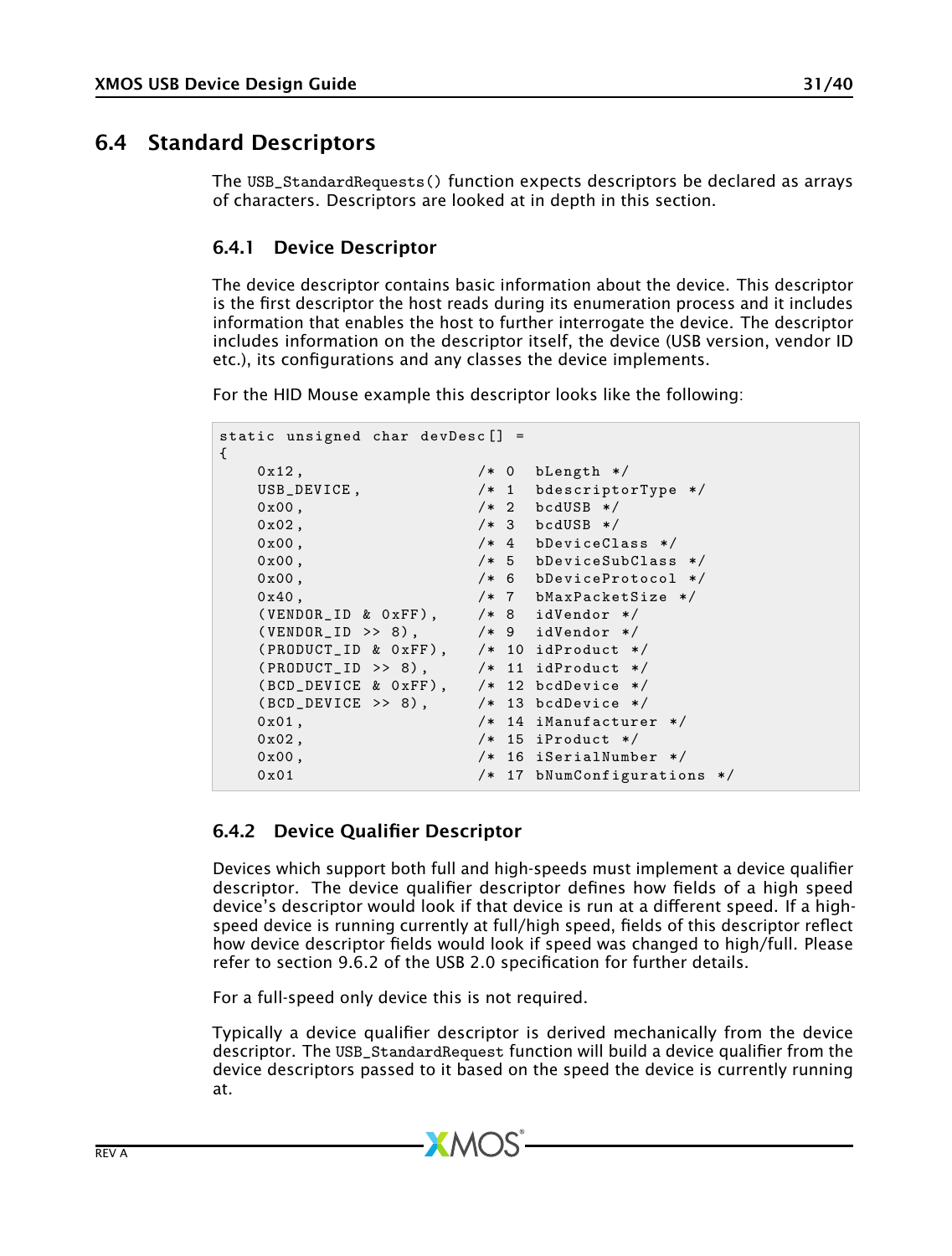## 6.4 Standard Descriptors

The `USB_StandardRequests()` function expects descriptors be declared as arrays of characters. Descriptors are looked at in depth in this section.

### 6.4.1 Device Descriptor

The device descriptor contains basic information about the device. This descriptor is the first descriptor the host reads during its enumeration process and it includes information that enables the host to further interrogate the device. The descriptor includes information on the descriptor itself, the device (USB version, vendor ID etc.), its configurations and any classes the device implements.

For the HID Mouse example this descriptor looks like the following:

```
static unsigned char devDesc[] =
{
    0x12,                    /* 0  bLength */
    USB_DEVICE,              /* 1  bdescriptorType */
    0x00,                    /* 2  bcdUSB */
    0x02,                    /* 3  bcdUSB */
    0x00,                    /* 4  bDeviceClass */
    0x00,                    /* 5  bDeviceSubClass */
    0x00,                    /* 6  bDeviceProtocol */
    0x40,                    /* 7  bMaxPacketSize */
    (VENDOR_ID & 0xFF),      /* 8  idVendor */
    (VENDOR_ID >> 8),        /* 9  idVendor */
    (PRODUCT_ID & 0xFF),     /* 10 idProduct */
    (PRODUCT_ID >> 8),       /* 11 idProduct */
    (BCD_DEVICE & 0xFF),     /* 12 bcdDevice */
    (BCD_DEVICE >> 8),       /* 13 bcdDevice */
    0x01,                    /* 14 iManufacturer */
    0x02,                    /* 15 iProduct */
    0x00,                    /* 16 iSerialNumber */
    0x01                     /* 17 bNumConfigurations */
```

### 6.4.2 Device Qualifier Descriptor

Devices which support both full and high-speeds must implement a device qualifier descriptor. The device qualifier descriptor defines how fields of a high speed device's descriptor would look if that device is run at a different speed. If a high-speed device is running currently at full/high speed, fields of this descriptor reflect how device descriptor fields would look if speed was changed to high/full. Please refer to section 9.6.2 of the USB 2.0 specification for further details.

For a full-speed only device this is not required.

Typically a device qualifier descriptor is derived mechanically from the device descriptor. The `USB_StandardRequest` function will build a device qualifier from the device descriptors passed to it based on the speed the device is currently running at.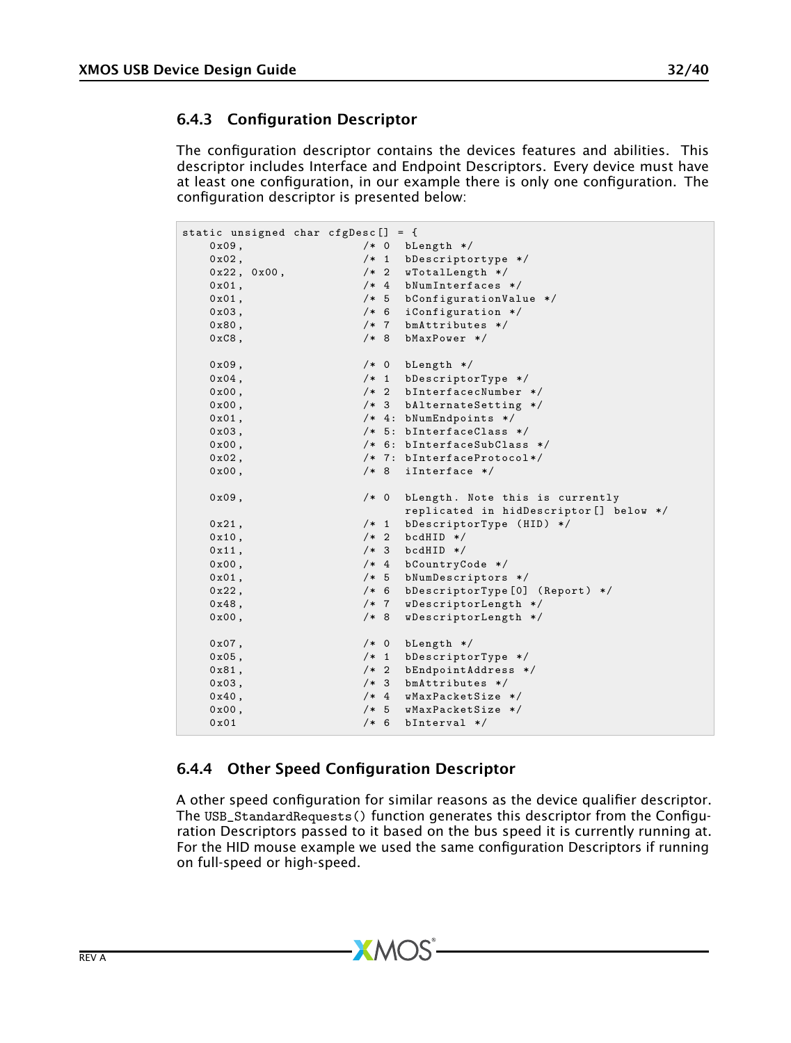### 6.4.3 Configuration Descriptor

The configuration descriptor contains the devices features and abilities. This descriptor includes Interface and Endpoint Descriptors. Every device must have at least one configuration, in our example there is only one configuration. The configuration descriptor is presented below:

```
static unsigned char cfgDesc[] = {
    0x09,               /* 0  bLength */
    0x02,               /* 1  bDescriptortype */
    0x22, 0x00,         /* 2  wTotalLength */
    0x01,               /* 4  bNumInterfaces */
    0x01,               /* 5  bConfigurationValue */
    0x03,               /* 6  iConfiguration */
    0x80,               /* 7  bmAttributes */
    0xC8,               /* 8  bMaxPower */

    0x09,               /* 0  bLength */
    0x04,               /* 1  bDescriptorType */
    0x00,               /* 2  bInterfacecNumber */
    0x00,               /* 3  bAlternateSetting */
    0x01,               /* 4: bNumEndpoints */
    0x03,               /* 5: bInterfaceClass */
    0x00,               /* 6: bInterfaceSubClass */
    0x02,               /* 7: bInterfaceProtocol*/
    0x00,               /* 8  iInterface */

    0x09,               /* 0  bLength. Note this is currently
                              replicated in hidDescriptor[] below */
    0x21,               /* 1  bDescriptorType (HID) */
    0x10,               /* 2  bcdHID */
    0x11,               /* 3  bcdHID */
    0x00,               /* 4  bCountryCode */
    0x01,               /* 5  bNumDescriptors */
    0x22,               /* 6  bDescriptorType[0] (Report) */
    0x48,               /* 7  wDescriptorLength */
    0x00,               /* 8  wDescriptorLength */

    0x07,               /* 0  bLength */
    0x05,               /* 1  bDescriptorType */
    0x81,               /* 2  bEndpointAddress */
    0x03,               /* 3  bmAttributes */
    0x40,               /* 4  wMaxPacketSize */
    0x00,               /* 5  wMaxPacketSize */
    0x01                /* 6  bInterval */
```

### 6.4.4 Other Speed Configuration Descriptor

A other speed configuration for similar reasons as the device qualifier descriptor. The `USB_StandardRequests()` function generates this descriptor from the Configuration Descriptors passed to it based on the bus speed it is currently running at. For the HID mouse example we used the same configuration Descriptors if running on full-speed or high-speed.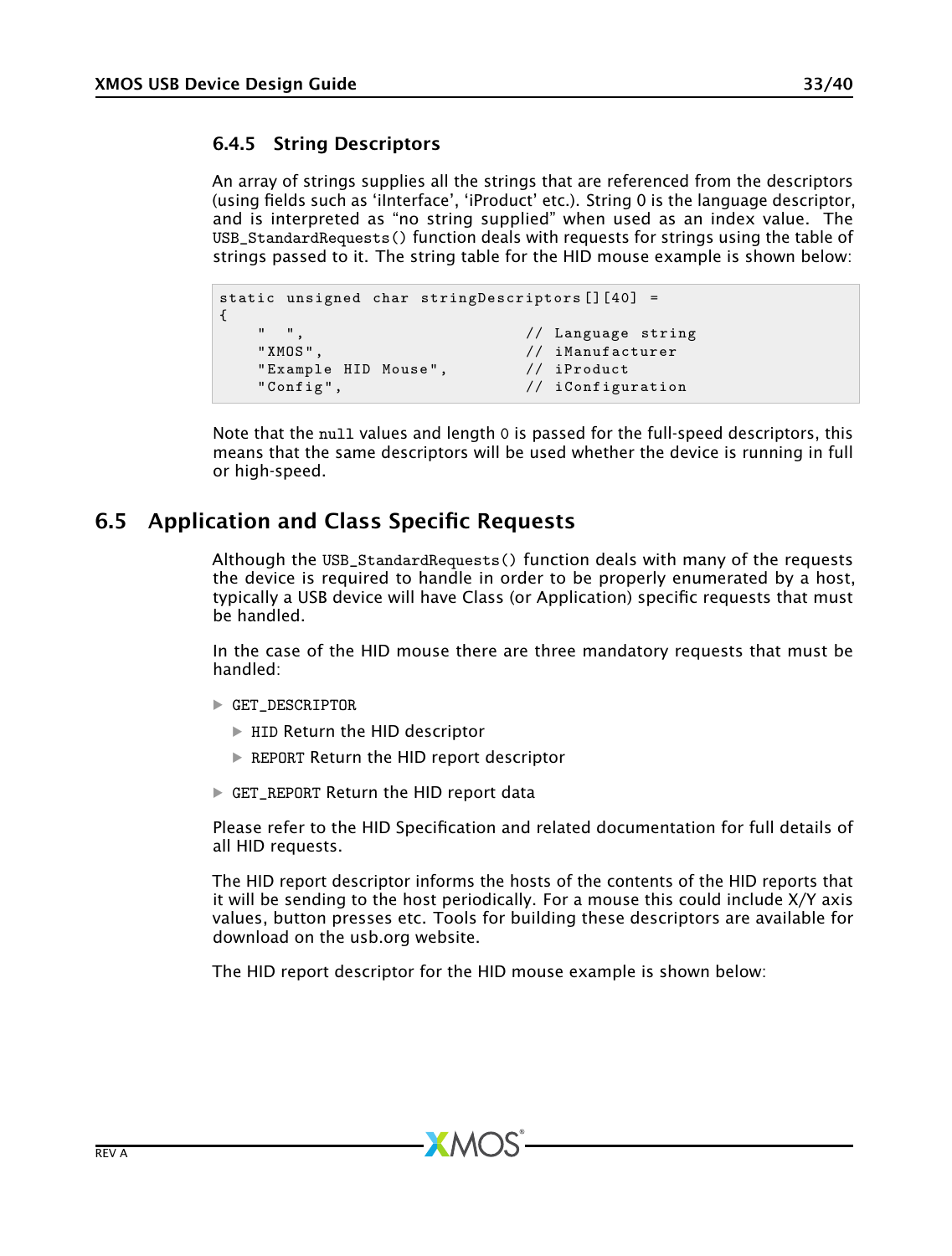### 6.4.5 String Descriptors

An array of strings supplies all the strings that are referenced from the descriptors (using fields such as 'iInterface', 'iProduct' etc.). String 0 is the language descriptor, and is interpreted as "no string supplied" when used as an index value. The `USB_StandardRequests()` function deals with requests for strings using the table of strings passed to it. The string table for the HID mouse example is shown below:

```
static unsigned char stringDescriptors[][40] =
{
    "  ",                        // Language string
    "XMOS",                      // iManufacturer
    "Example HID Mouse",         // iProduct
    "Config",                    // iConfiguration
```

Note that the `null` values and length `0` is passed for the full-speed descriptors, this means that the same descriptors will be used whether the device is running in full or high-speed.

## 6.5 Application and Class Specific Requests

Although the `USB_StandardRequests()` function deals with many of the requests the device is required to handle in order to be properly enumerated by a host, typically a USB device will have Class (or Application) specific requests that must be handled.

In the case of the HID mouse there are three mandatory requests that must be handled:

- `GET_DESCRIPTOR`
  - `HID` Return the HID descriptor
  - `REPORT` Return the HID report descriptor
- `GET_REPORT` Return the HID report data

Please refer to the HID Specification and related documentation for full details of all HID requests.

The HID report descriptor informs the hosts of the contents of the HID reports that it will be sending to the host periodically. For a mouse this could include X/Y axis values, button presses etc. Tools for building these descriptors are available for download on the usb.org website.

The HID report descriptor for the HID mouse example is shown below: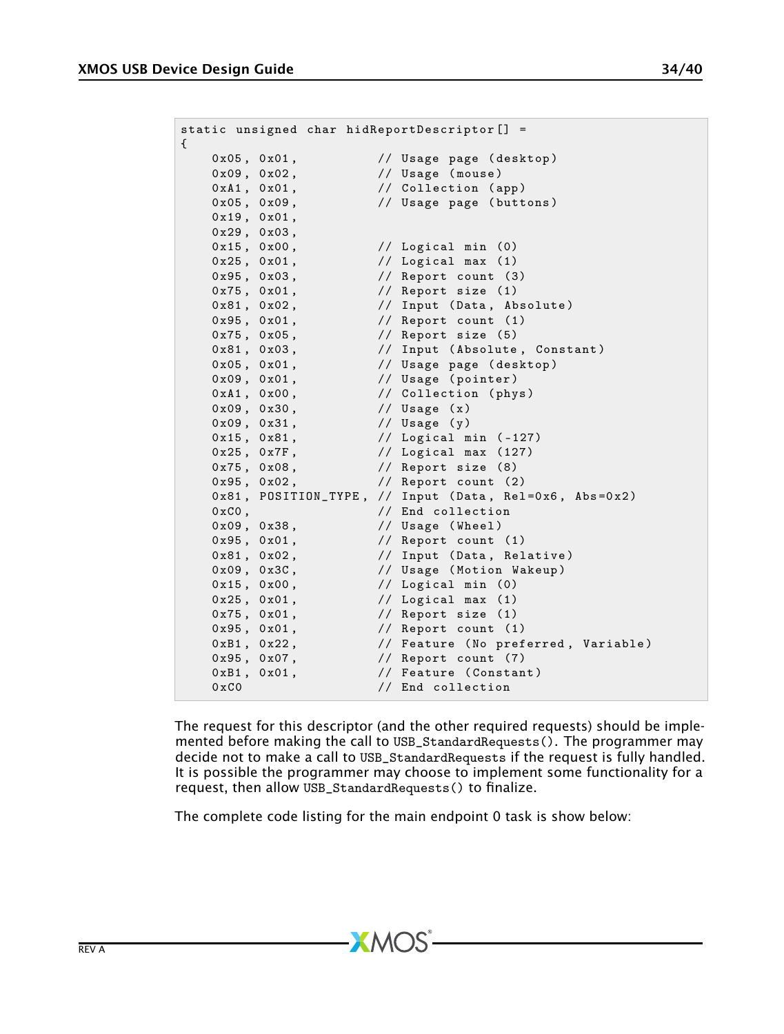```
static unsigned char hidReportDescriptor[] =
{
    0x05, 0x01,          // Usage page (desktop)
    0x09, 0x02,          // Usage (mouse)
    0xA1, 0x01,          // Collection (app)
    0x05, 0x09,          // Usage page (buttons)
    0x19, 0x01,
    0x29, 0x03,
    0x15, 0x00,          // Logical min (0)
    0x25, 0x01,          // Logical max (1)
    0x95, 0x03,          // Report count (3)
    0x75, 0x01,          // Report size (1)
    0x81, 0x02,          // Input (Data, Absolute)
    0x95, 0x01,          // Report count (1)
    0x75, 0x05,          // Report size (5)
    0x81, 0x03,          // Input (Absolute, Constant)
    0x05, 0x01,          // Usage page (desktop)
    0x09, 0x01,          // Usage (pointer)
    0xA1, 0x00,          // Collection (phys)
    0x09, 0x30,          // Usage (x)
    0x09, 0x31,          // Usage (y)
    0x15, 0x81,          // Logical min (-127)
    0x25, 0x7F,          // Logical max (127)
    0x75, 0x08,          // Report size (8)
    0x95, 0x02,          // Report count (2)
    0x81, POSITION_TYPE, // Input (Data, Rel=0x6, Abs=0x2)
    0xC0,                // End collection
    0x09, 0x38,          // Usage (Wheel)
    0x95, 0x01,          // Report count (1)
    0x81, 0x02,          // Input (Data, Relative)
    0x09, 0x3C,          // Usage (Motion Wakeup)
    0x15, 0x00,          // Logical min (0)
    0x25, 0x01,          // Logical max (1)
    0x75, 0x01,          // Report size (1)
    0x95, 0x01,          // Report count (1)
    0xB1, 0x22,          // Feature (No preferred, Variable)
    0x95, 0x07,          // Report count (7)
    0xB1, 0x01,          // Feature (Constant)
    0xC0                 // End collection
```

The request for this descriptor (and the other required requests) should be implemented before making the call to `USB_StandardRequests()`. The programmer may decide not to make a call to `USB_StandardRequests` if the request is fully handled. It is possible the programmer may choose to implement some functionality for a request, then allow `USB_StandardRequests()` to finalize.

The complete code listing for the main endpoint 0 task is show below: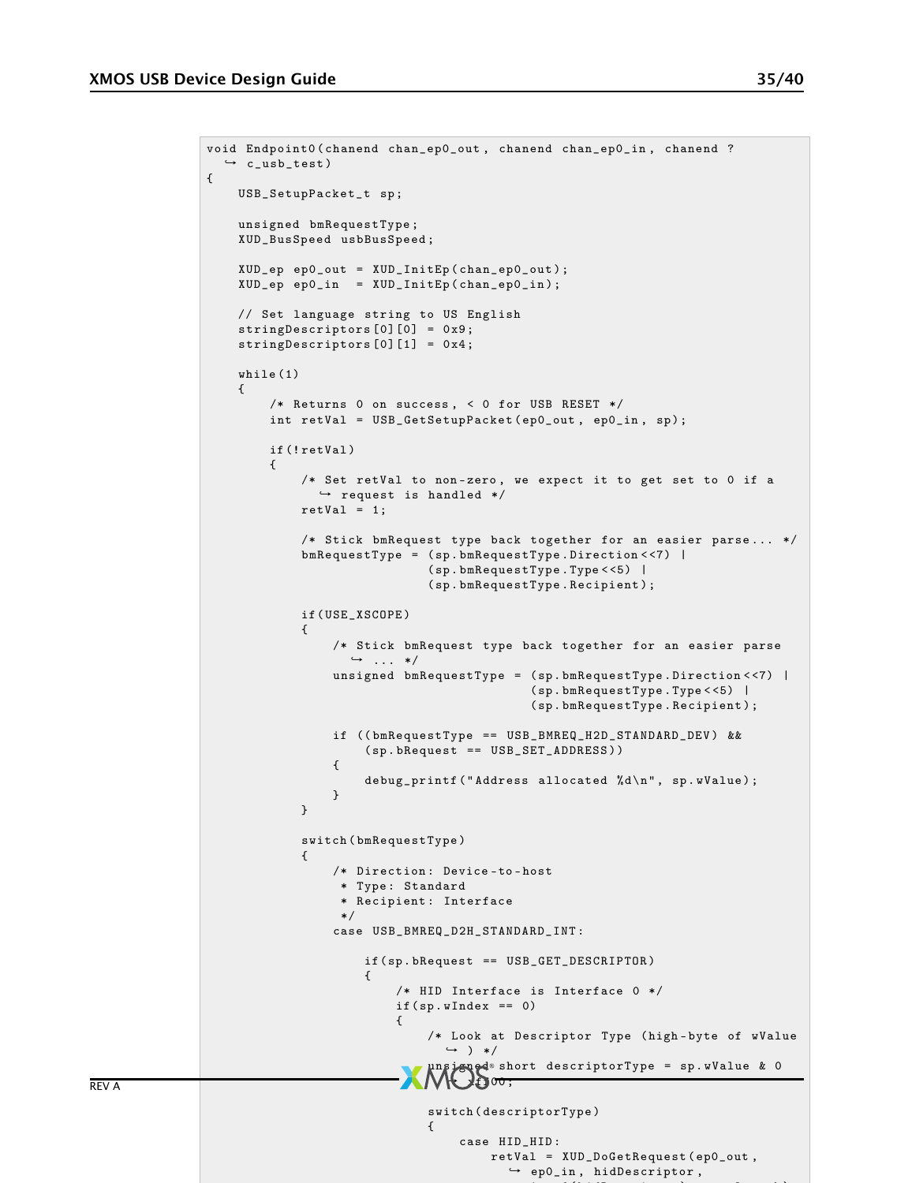```
void Endpoint0(chanend chan_ep0_out, chanend chan_ep0_in, chanend ?
    c_usb_test)
{
    USB_SetupPacket_t sp;

    unsigned bmRequestType;
    XUD_BusSpeed usbBusSpeed;

    XUD_ep ep0_out = XUD_InitEp(chan_ep0_out);
    XUD_ep ep0_in  = XUD_InitEp(chan_ep0_in);

    // Set language string to US English
    stringDescriptors[0][0] = 0x9;
    stringDescriptors[0][1] = 0x4;

    while(1)
    {
        /* Returns 0 on success, < 0 for USB RESET */
        int retVal = USB_GetSetupPacket(ep0_out, ep0_in, sp);

        if(!retVal)
        {
            /* Set retVal to non-zero, we expect it to get set to 0 if a
                request is handled */
            retVal = 1;

            /* Stick bmRequest type back together for an easier parse... */
            bmRequestType = (sp.bmRequestType.Direction<<7) |
                            (sp.bmRequestType.Type<<5) |
                            (sp.bmRequestType.Recipient);

            if(USE_XSCOPE)
            {
                /* Stick bmRequest type back together for an easier parse
                    ... */
                unsigned bmRequestType = (sp.bmRequestType.Direction<<7) |
                                         (sp.bmRequestType.Type<<5) |
                                         (sp.bmRequestType.Recipient);

                if ((bmRequestType == USB_BMREQ_H2D_STANDARD_DEV) &&
                    (sp.bRequest == USB_SET_ADDRESS))
                {
                    debug_printf("Address allocated %d\n", sp.wValue);
                }
            }

            switch(bmRequestType)
            {
                /* Direction: Device-to-host
                 * Type: Standard
                 * Recipient: Interface
                 */
                case USB_BMREQ_D2H_STANDARD_INT:

                    if(sp.bRequest == USB_GET_DESCRIPTOR)
                    {
                        /* HID Interface is Interface 0 */
                        if(sp.wIndex == 0)
                        {
                            /* Look at Descriptor Type (high-byte of wValue
                                ) */
                            unsigned short descriptorType = sp.wValue & 0
                                xff00;

                            switch(descriptorType)
                            {
                                case HID_HID:
                                    retVal = XUD_DoGetRequest(ep0_out,
                                        ep0_in, hidDescriptor,
```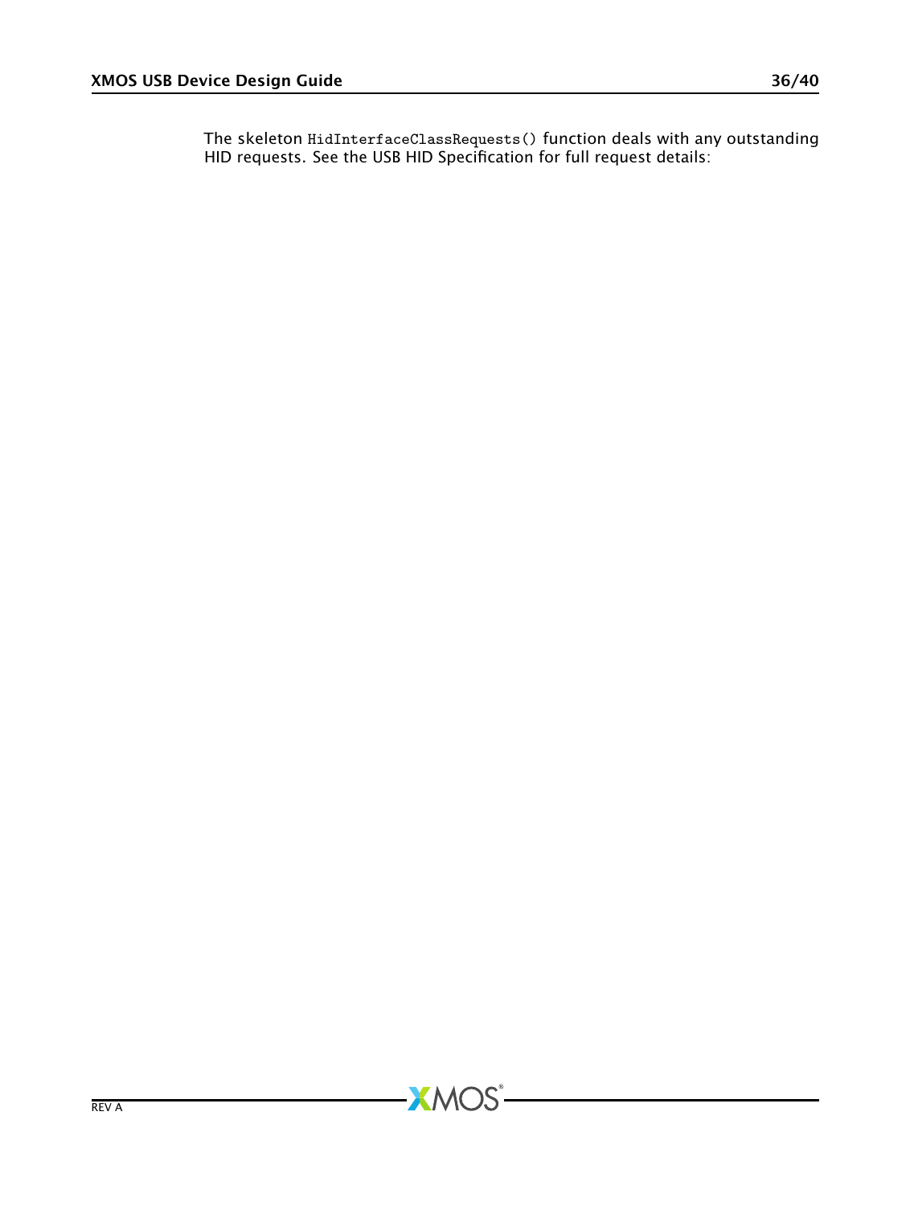The skeleton `HidInterfaceClassRequests()` function deals with any outstanding HID requests. See the USB HID Specification for full request details: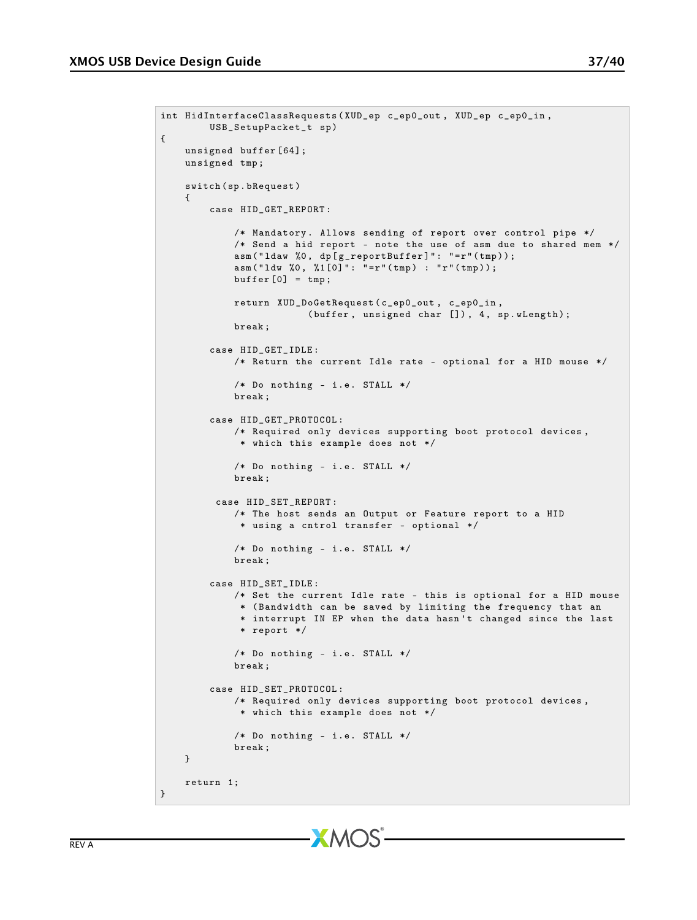```
int HidInterfaceClassRequests(XUD_ep c_ep0_out, XUD_ep c_ep0_in,
        USB_SetupPacket_t sp)
{
    unsigned buffer[64];
    unsigned tmp;

    switch(sp.bRequest)
    {
        case HID_GET_REPORT:

            /* Mandatory. Allows sending of report over control pipe */
            /* Send a hid report - note the use of asm due to shared mem */
            asm("ldaw %0, dp[g_reportBuffer]": "=r"(tmp));
            asm("ldw %0, %1[0]": "=r"(tmp) : "r"(tmp));
            buffer[0] = tmp;

            return XUD_DoGetRequest(c_ep0_out, c_ep0_in,
                        (buffer, unsigned char []), 4, sp.wLength);
            break;

        case HID_GET_IDLE:
            /* Return the current Idle rate - optional for a HID mouse */

            /* Do nothing - i.e. STALL */
            break;

        case HID_GET_PROTOCOL:
            /* Required only devices supporting boot protocol devices,
             * which this example does not */

            /* Do nothing - i.e. STALL */
            break;

         case HID_SET_REPORT:
            /* The host sends an Output or Feature report to a HID
             * using a cntrol transfer - optional */

            /* Do nothing - i.e. STALL */
            break;

        case HID_SET_IDLE:
            /* Set the current Idle rate - this is optional for a HID mouse
             * (Bandwidth can be saved by limiting the frequency that an
             * interrupt IN EP when the data hasn't changed since the last
             * report */

            /* Do nothing - i.e. STALL */
            break;

        case HID_SET_PROTOCOL:
            /* Required only devices supporting boot protocol devices,
             * which this example does not */

            /* Do nothing - i.e. STALL */
            break;
    }

    return 1;
}
```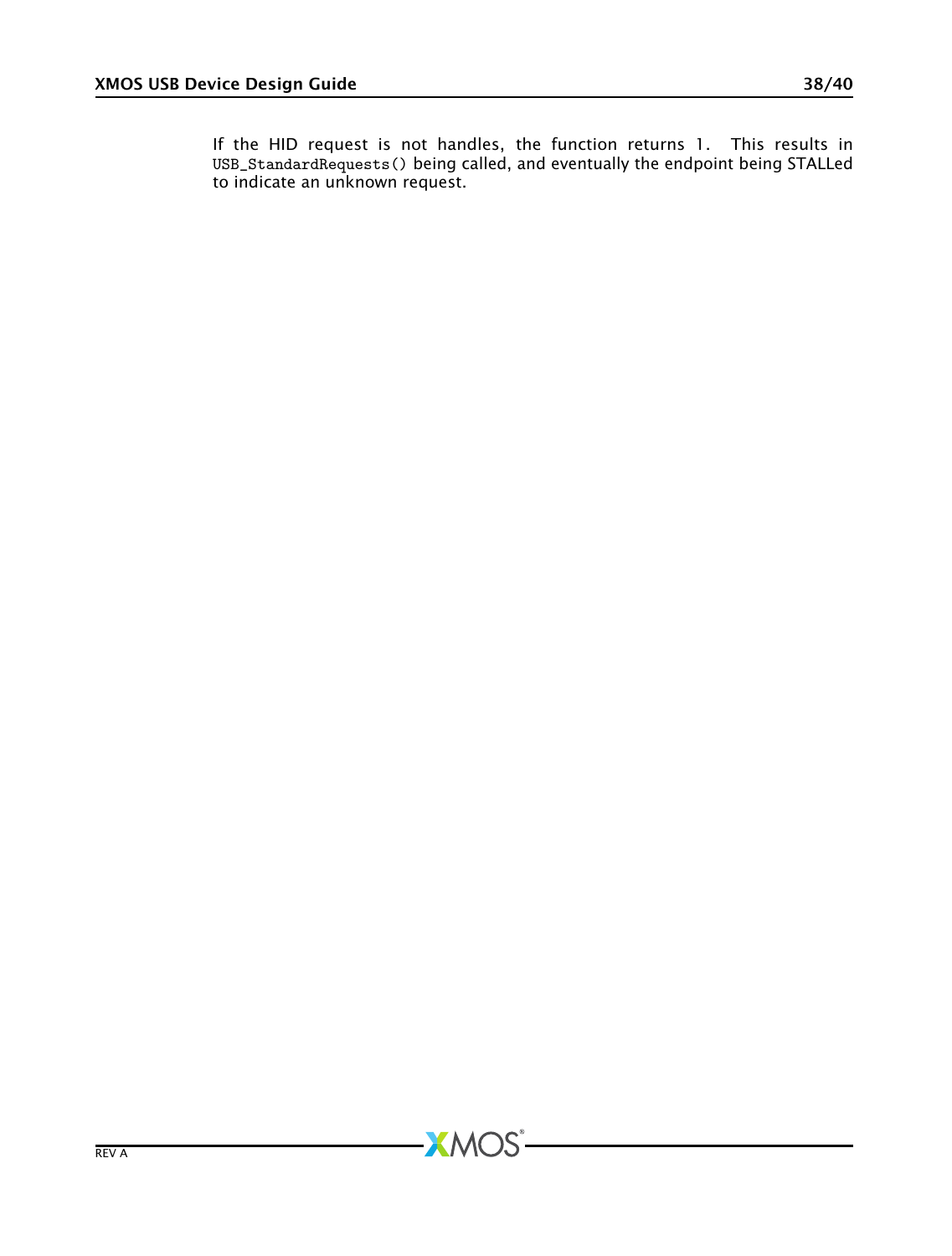If the HID request is not handles, the function returns 1. This results in `USB_StandardRequests()` being called, and eventually the endpoint being STALLed to indicate an unknown request.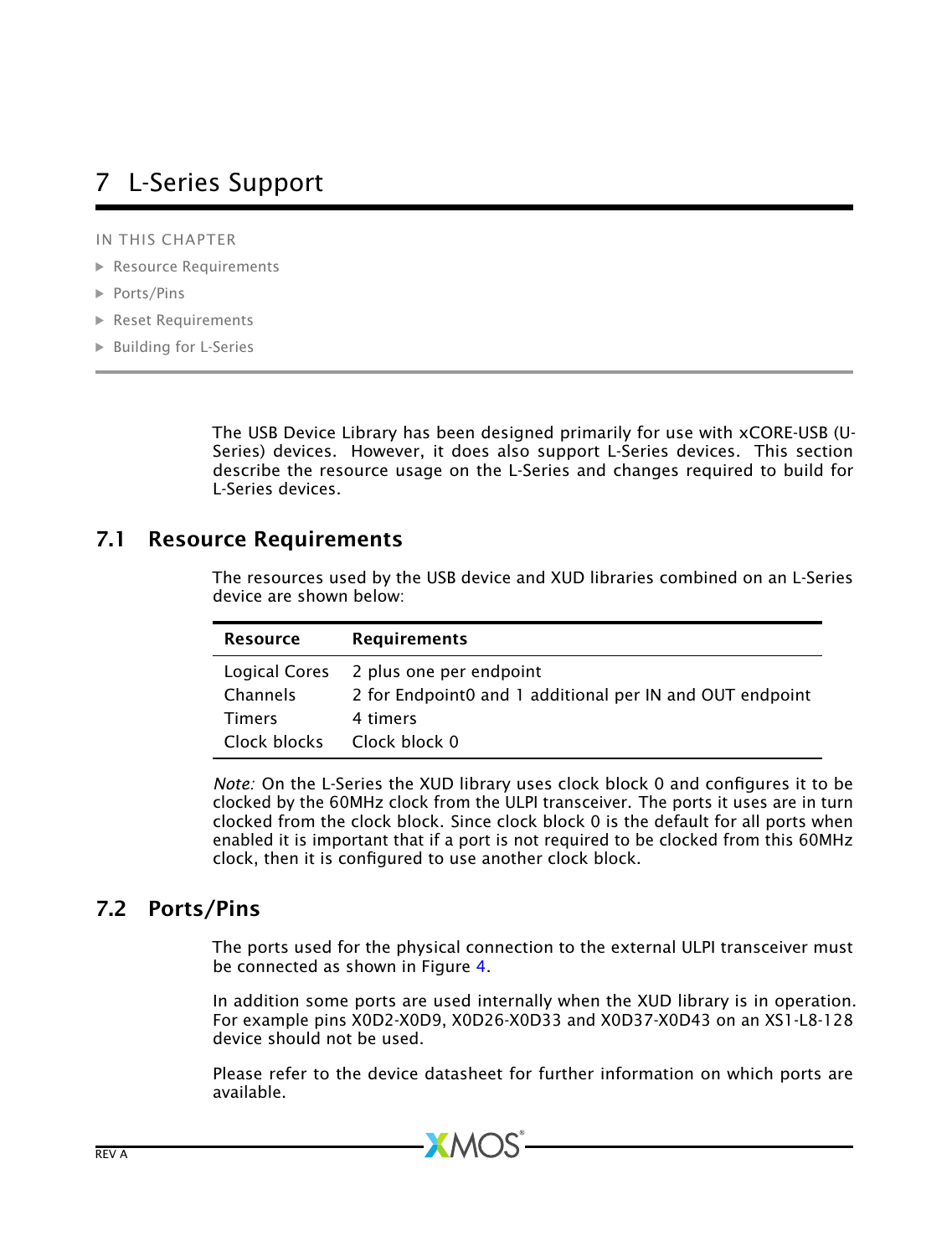# 7 L-Series Support

IN THIS CHAPTER

- Resource Requirements
- Ports/Pins
- Reset Requirements
- Building for L-Series

The USB Device Library has been designed primarily for use with xCORE-USB (U-Series) devices. However, it does also support L-Series devices. This section describe the resource usage on the L-Series and changes required to build for L-Series devices.

## 7.1 Resource Requirements

The resources used by the USB device and XUD libraries combined on an L-Series device are shown below:

| Resource | Requirements |
|---|---|
| Logical Cores | 2 plus one per endpoint |
| Channels | 2 for Endpoint0 and 1 additional per IN and OUT endpoint |
| Timers | 4 timers |
| Clock blocks | Clock block 0 |

*Note:* On the L-Series the XUD library uses clock block 0 and configures it to be clocked by the 60MHz clock from the ULPI transceiver. The ports it uses are in turn clocked from the clock block. Since clock block 0 is the default for all ports when enabled it is important that if a port is not required to be clocked from this 60MHz clock, then it is configured to use another clock block.

## 7.2 Ports/Pins

The ports used for the physical connection to the external ULPI transceiver must be connected as shown in Figure 4.

In addition some ports are used internally when the XUD library is in operation. For example pins X0D2-X0D9, X0D26-X0D33 and X0D37-X0D43 on an XS1-L8-128 device should not be used.

Please refer to the device datasheet for further information on which ports are available.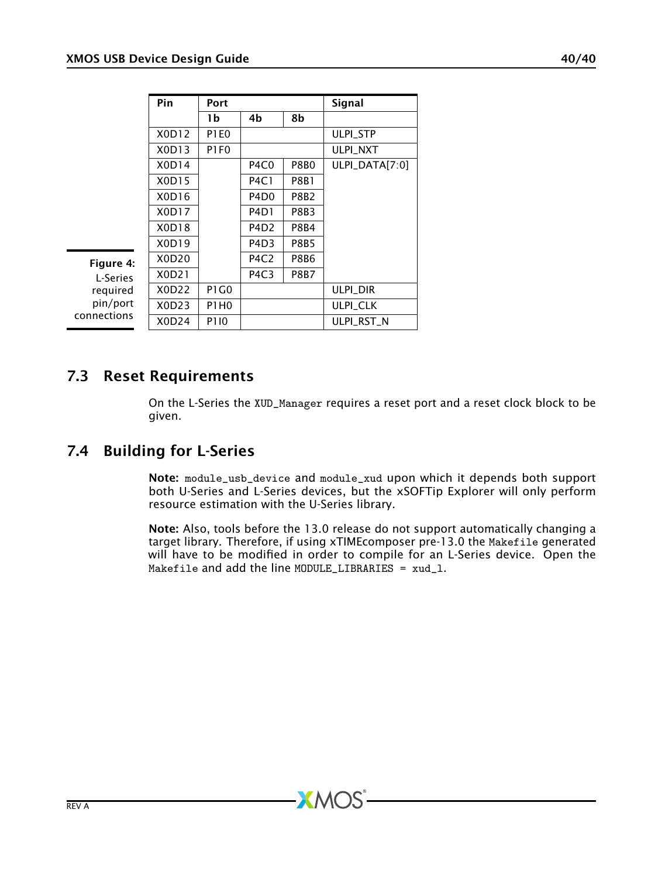| Pin | Port | | | Signal |
|---|---|---|---|---|
| | 1b | 4b | 8b | |
| X0D12 | P1E0 | | | ULPI_STP |
| X0D13 | P1F0 | | | ULPI_NXT |
| X0D14 | | P4C0 | P8B0 | ULPI_DATA[7:0] |
| X0D15 | | P4C1 | P8B1 | |
| X0D16 | | P4D0 | P8B2 | |
| X0D17 | | P4D1 | P8B3 | |
| X0D18 | | P4D2 | P8B4 | |
| X0D19 | | P4D3 | P8B5 | |
| X0D20 | | P4C2 | P8B6 | |
| X0D21 | | P4C3 | P8B7 | |
| X0D22 | P1G0 | | | ULPI_DIR |
| X0D23 | P1H0 | | | ULPI_CLK |
| X0D24 | P1I0 | | | ULPI_RST_N |

**Figure 4:** L-Series required pin/port connections

## 7.3 Reset Requirements

On the L-Series the `XUD_Manager` requires a reset port and a reset clock block to be given.

## 7.4 Building for L-Series

**Note:** `module_usb_device` and `module_xud` upon which it depends both support both U-Series and L-Series devices, but the xSOFTip Explorer will only perform resource estimation with the U-Series library.

**Note:** Also, tools before the 13.0 release do not support automatically changing a target library. Therefore, if using xTIMEcomposer pre-13.0 the `Makefile` generated will have to be modified in order to compile for an L-Series device. Open the `Makefile` and add the line `MODULE_LIBRARIES = xud_l`.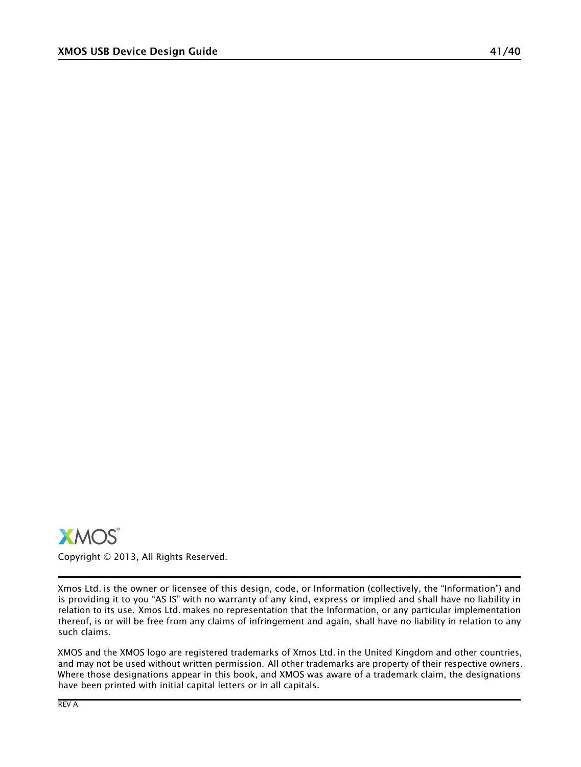XMOS

Copyright © 2013, All Rights Reserved.

Xmos Ltd. is the owner or licensee of this design, code, or Information (collectively, the "Information") and is providing it to you "AS IS" with no warranty of any kind, express or implied and shall have no liability in relation to its use. Xmos Ltd. makes no representation that the Information, or any particular implementation thereof, is or will be free from any claims of infringement and again, shall have no liability in relation to any such claims.

XMOS and the XMOS logo are registered trademarks of Xmos Ltd. in the United Kingdom and other countries, and may not be used without written permission. All other trademarks are property of their respective owners. Where those designations appear in this book, and XMOS was aware of a trademark claim, the designations have been printed with initial capital letters or in all capitals.

REV A